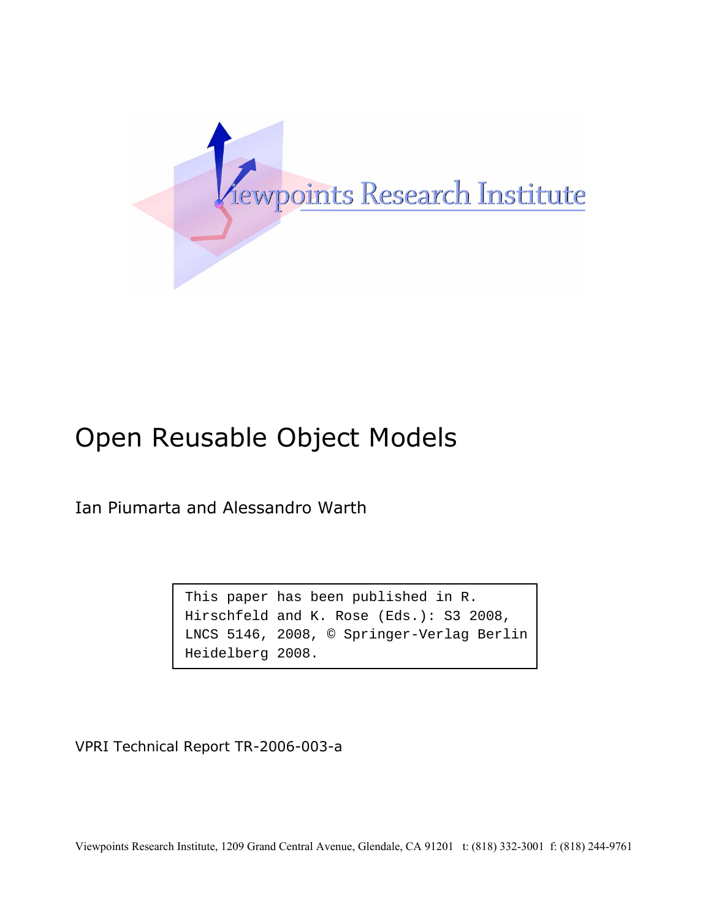Viewpoints Research Institute

# Open Reusable Object Models

Ian Piumarta and Alessandro Warth

> This paper has been published in R. Hirschfeld and K. Rose (Eds.): S3 2008, LNCS 5146, 2008, © Springer-Verlag Berlin Heidelberg 2008.

VPRI Technical Report TR-2006-003-a

Viewpoints Research Institute, 1209 Grand Central Avenue, Glendale, CA 91201 t: (818) 332-3001 f: (818) 244-9761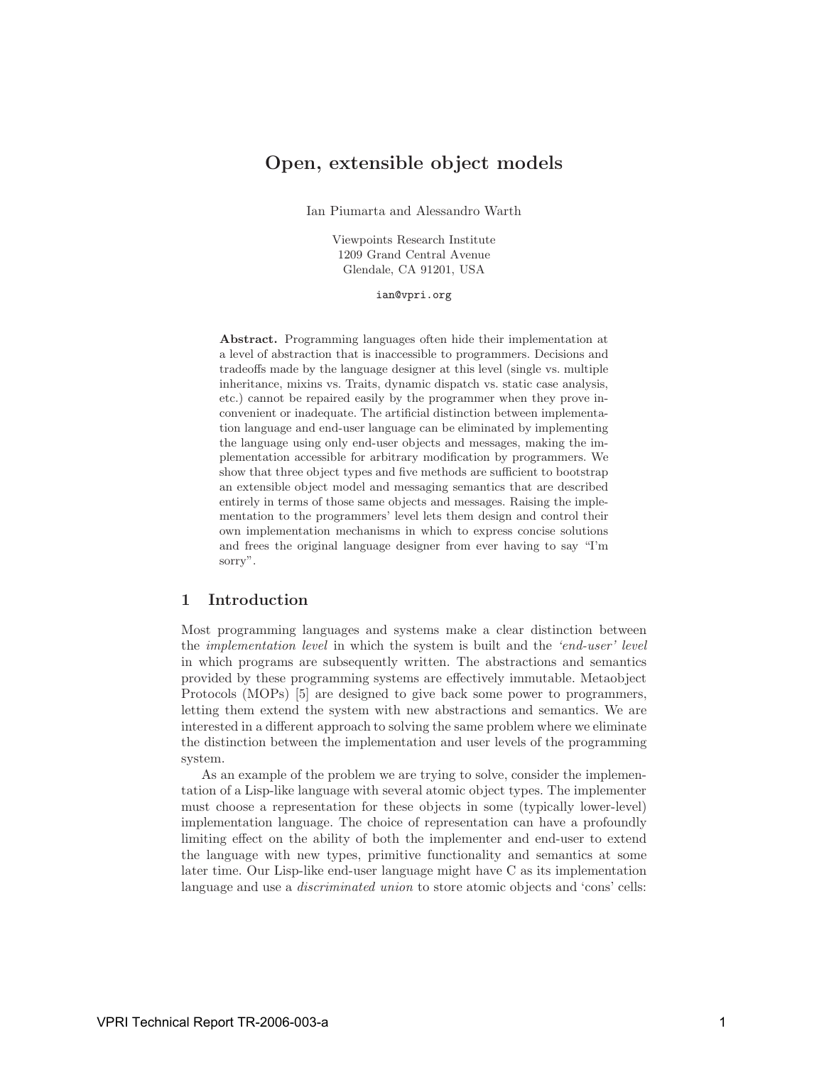# Open, extensible object models

Ian Piumarta and Alessandro Warth

Viewpoints Research Institute
1209 Grand Central Avenue
Glendale, CA 91201, USA

`ian@vpri.org`

**Abstract.** Programming languages often hide their implementation at a level of abstraction that is inaccessible to programmers. Decisions and tradeoffs made by the language designer at this level (single vs. multiple inheritance, mixins vs. Traits, dynamic dispatch vs. static case analysis, etc.) cannot be repaired easily by the programmer when they prove inconvenient or inadequate. The artificial distinction between implementation language and end-user language can be eliminated by implementing the language using only end-user objects and messages, making the implementation accessible for arbitrary modification by programmers. We show that three object types and five methods are sufficient to bootstrap an extensible object model and messaging semantics that are described entirely in terms of those same objects and messages. Raising the implementation to the programmers' level lets them design and control their own implementation mechanisms in which to express concise solutions and frees the original language designer from ever having to say "I'm sorry".

## 1 Introduction

Most programming languages and systems make a clear distinction between the *implementation level* in which the system is built and the *'end-user' level* in which programs are subsequently written. The abstractions and semantics provided by these programming systems are effectively immutable. Metaobject Protocols (MOPs) [5] are designed to give back some power to programmers, letting them extend the system with new abstractions and semantics. We are interested in a different approach to solving the same problem where we eliminate the distinction between the implementation and user levels of the programming system.

As an example of the problem we are trying to solve, consider the implementation of a Lisp-like language with several atomic object types. The implementer must choose a representation for these objects in some (typically lower-level) implementation language. The choice of representation can have a profoundly limiting effect on the ability of both the implementer and end-user to extend the language with new types, primitive functionality and semantics at some later time. Our Lisp-like end-user language might have C as its implementation language and use a *discriminated union* to store atomic objects and 'cons' cells: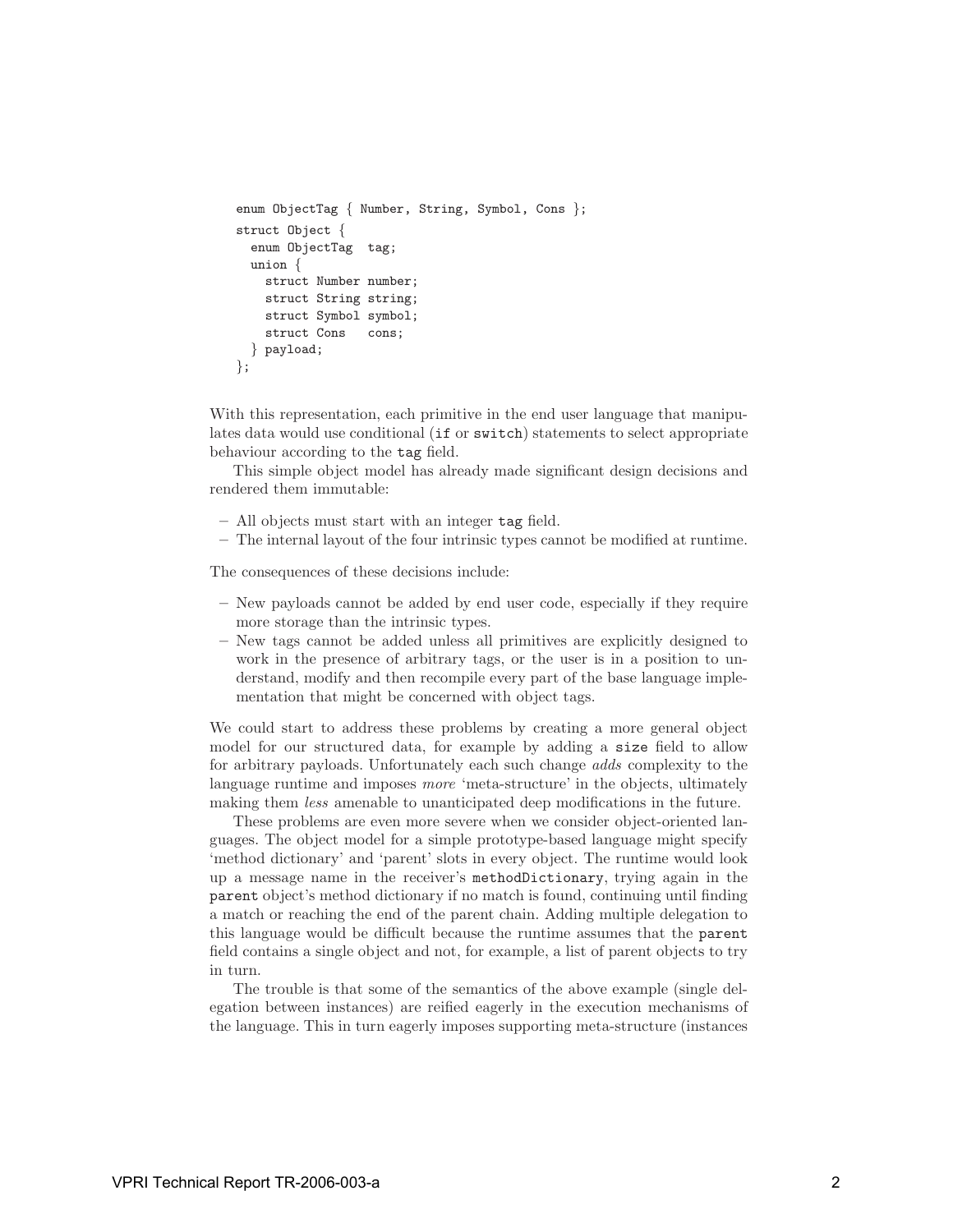```
enum ObjectTag { Number, String, Symbol, Cons };
struct Object {
  enum ObjectTag  tag;
  union {
    struct Number number;
    struct String string;
    struct Symbol symbol;
    struct Cons   cons;
  } payload;
};
```

With this representation, each primitive in the end user language that manipulates data would use conditional (`if` or `switch`) statements to select appropriate behaviour according to the `tag` field.

This simple object model has already made significant design decisions and rendered them immutable:

- All objects must start with an integer `tag` field.
- The internal layout of the four intrinsic types cannot be modified at runtime.

The consequences of these decisions include:

- New payloads cannot be added by end user code, especially if they require more storage than the intrinsic types.
- New tags cannot be added unless all primitives are explicitly designed to work in the presence of arbitrary tags, or the user is in a position to understand, modify and then recompile every part of the base language implementation that might be concerned with object tags.

We could start to address these problems by creating a more general object model for our structured data, for example by adding a `size` field to allow for arbitrary payloads. Unfortunately each such change *adds* complexity to the language runtime and imposes *more* 'meta-structure' in the objects, ultimately making them *less* amenable to unanticipated deep modifications in the future.

These problems are even more severe when we consider object-oriented languages. The object model for a simple prototype-based language might specify 'method dictionary' and 'parent' slots in every object. The runtime would look up a message name in the receiver's `methodDictionary`, trying again in the `parent` object's method dictionary if no match is found, continuing until finding a match or reaching the end of the parent chain. Adding multiple delegation to this language would be difficult because the runtime assumes that the `parent` field contains a single object and not, for example, a list of parent objects to try in turn.

The trouble is that some of the semantics of the above example (single delegation between instances) are reified eagerly in the execution mechanisms of the language. This in turn eagerly imposes supporting meta-structure (instances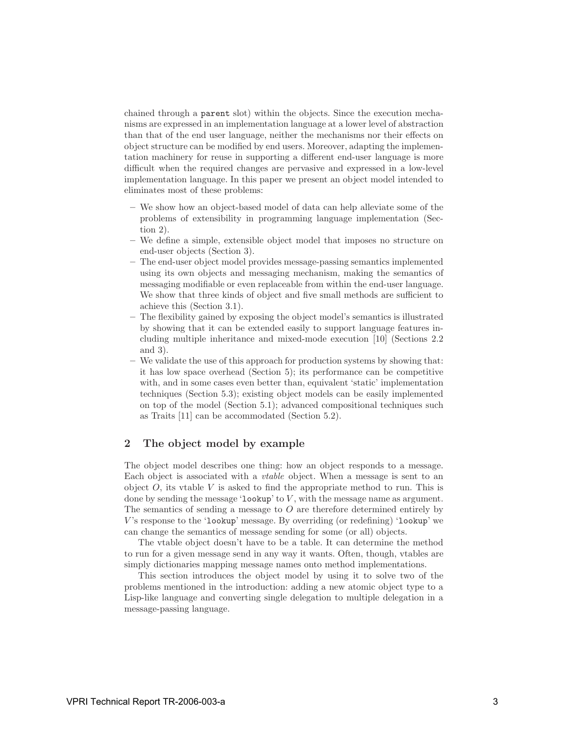chained through a `parent` slot) within the objects. Since the execution mechanisms are expressed in an implementation language at a lower level of abstraction than that of the end user language, neither the mechanisms nor their effects on object structure can be modified by end users. Moreover, adapting the implementation machinery for reuse in supporting a different end-user language is more difficult when the required changes are pervasive and expressed in a low-level implementation language. In this paper we present an object model intended to eliminates most of these problems:

- We show how an object-based model of data can help alleviate some of the problems of extensibility in programming language implementation (Section 2).
- We define a simple, extensible object model that imposes no structure on end-user objects (Section 3).
- The end-user object model provides message-passing semantics implemented using its own objects and messaging mechanism, making the semantics of messaging modifiable or even replaceable from within the end-user language. We show that three kinds of object and five small methods are sufficient to achieve this (Section 3.1).
- The flexibility gained by exposing the object model's semantics is illustrated by showing that it can be extended easily to support language features including multiple inheritance and mixed-mode execution [10] (Sections 2.2 and 3).
- We validate the use of this approach for production systems by showing that: it has low space overhead (Section 5); its performance can be competitive with, and in some cases even better than, equivalent 'static' implementation techniques (Section 5.3); existing object models can be easily implemented on top of the model (Section 5.1); advanced compositional techniques such as Traits [11] can be accommodated (Section 5.2).

## 2 The object model by example

The object model describes one thing: how an object responds to a message. Each object is associated with a *vtable* object. When a message is sent to an object $O$, its vtable $V$ is asked to find the appropriate method to run. This is done by sending the message '`lookup`' to $V$, with the message name as argument. The semantics of sending a message to $O$ are therefore determined entirely by $V$'s response to the '`lookup`' message. By overriding (or redefining) '`lookup`' we can change the semantics of message sending for some (or all) objects.

The vtable object doesn't have to be a table. It can determine the method to run for a given message send in any way it wants. Often, though, vtables are simply dictionaries mapping message names onto method implementations.

This section introduces the object model by using it to solve two of the problems mentioned in the introduction: adding a new atomic object type to a Lisp-like language and converting single delegation to multiple delegation in a message-passing language.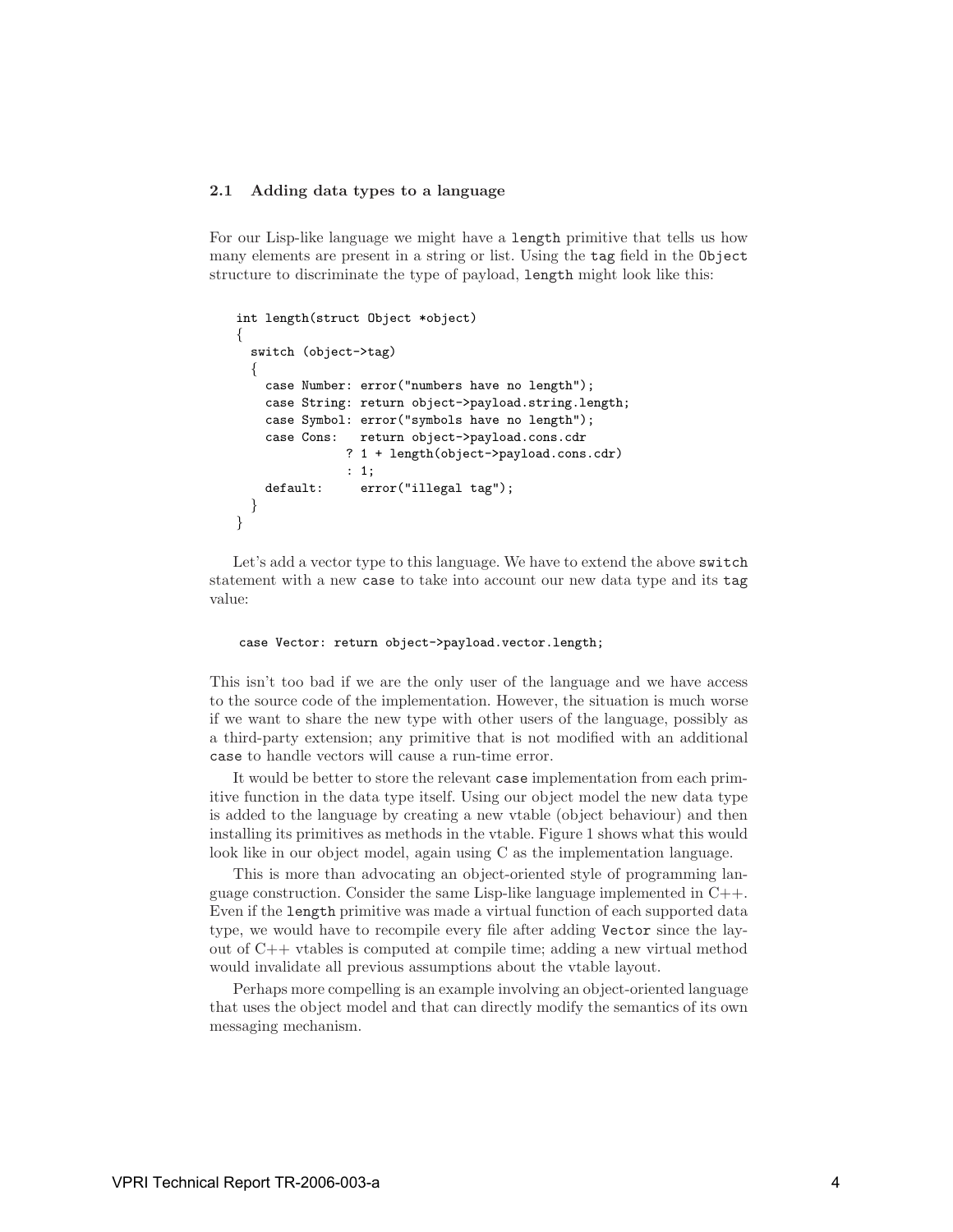### 2.1 Adding data types to a language

For our Lisp-like language we might have a `length` primitive that tells us how many elements are present in a string or list. Using the `tag` field in the `Object` structure to discriminate the type of payload, `length` might look like this:

```
int length(struct Object *object)
{
  switch (object->tag)
  {
    case Number: error("numbers have no length");
    case String: return object->payload.string.length;
    case Symbol: error("symbols have no length");
    case Cons:   return object->payload.cons.cdr
               ? 1 + length(object->payload.cons.cdr)
               : 1;
    default:     error("illegal tag");
  }
}
```

Let's add a vector type to this language. We have to extend the above `switch` statement with a new `case` to take into account our new data type and its `tag` value:

```
case Vector: return object->payload.vector.length;
```

This isn't too bad if we are the only user of the language and we have access to the source code of the implementation. However, the situation is much worse if we want to share the new type with other users of the language, possibly as a third-party extension; any primitive that is not modified with an additional `case` to handle vectors will cause a run-time error.

It would be better to store the relevant `case` implementation from each primitive function in the data type itself. Using our object model the new data type is added to the language by creating a new vtable (object behaviour) and then installing its primitives as methods in the vtable. Figure 1 shows what this would look like in our object model, again using C as the implementation language.

This is more than advocating an object-oriented style of programming language construction. Consider the same Lisp-like language implemented in C++. Even if the `length` primitive was made a virtual function of each supported data type, we would have to recompile every file after adding `Vector` since the layout of C++ vtables is computed at compile time; adding a new virtual method would invalidate all previous assumptions about the vtable layout.

Perhaps more compelling is an example involving an object-oriented language that uses the object model and that can directly modify the semantics of its own messaging mechanism.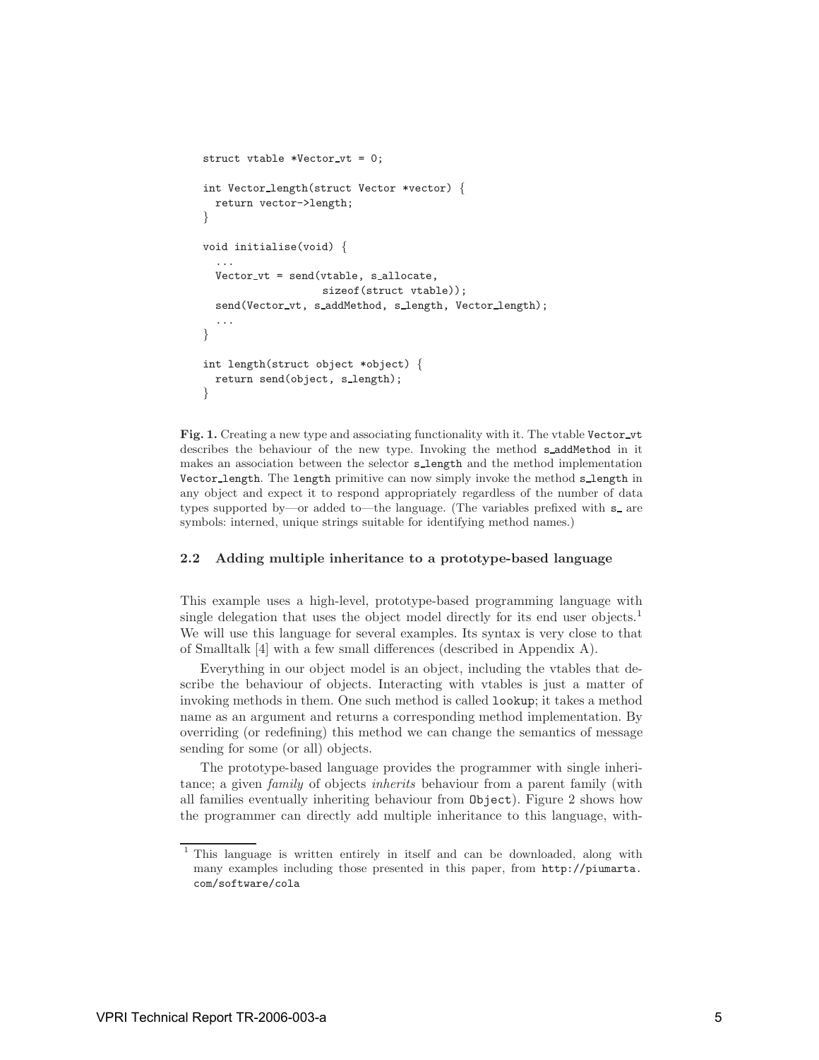```
struct vtable *Vector_vt = 0;

int Vector_length(struct Vector *vector) {
  return vector->length;
}

void initialise(void) {
  ...
  Vector_vt = send(vtable, s_allocate,
                   sizeof(struct vtable));
  send(Vector_vt, s_addMethod, s_length, Vector_length);
  ...
}

int length(struct object *object) {
  return send(object, s_length);
}
```

**Fig. 1.** Creating a new type and associating functionality with it. The vtable `Vector_vt` describes the behaviour of the new type. Invoking the method `s_addMethod` in it makes an association between the selector `s_length` and the method implementation `Vector_length`. The `length` primitive can now simply invoke the method `s_length` in any object and expect it to respond appropriately regardless of the number of data types supported by—or added to—the language. (The variables prefixed with `s_` are symbols: interned, unique strings suitable for identifying method names.)

### 2.2 Adding multiple inheritance to a prototype-based language

This example uses a high-level, prototype-based programming language with single delegation that uses the object model directly for its end user objects.[1] We will use this language for several examples. Its syntax is very close to that of Smalltalk [4] with a few small differences (described in Appendix A).

Everything in our object model is an object, including the vtables that describe the behaviour of objects. Interacting with vtables is just a matter of invoking methods in them. One such method is called `lookup`; it takes a method name as an argument and returns a corresponding method implementation. By overriding (or redefining) this method we can change the semantics of message sending for some (or all) objects.

The prototype-based language provides the programmer with single inheritance; a given *family* of objects *inherits* behaviour from a parent family (with all families eventually inheriting behaviour from `Object`). Figure 2 shows how the programmer can directly add multiple inheritance to this language, with-

[1] This language is written entirely in itself and can be downloaded, along with many examples including those presented in this paper, from `http://piumarta.com/software/cola`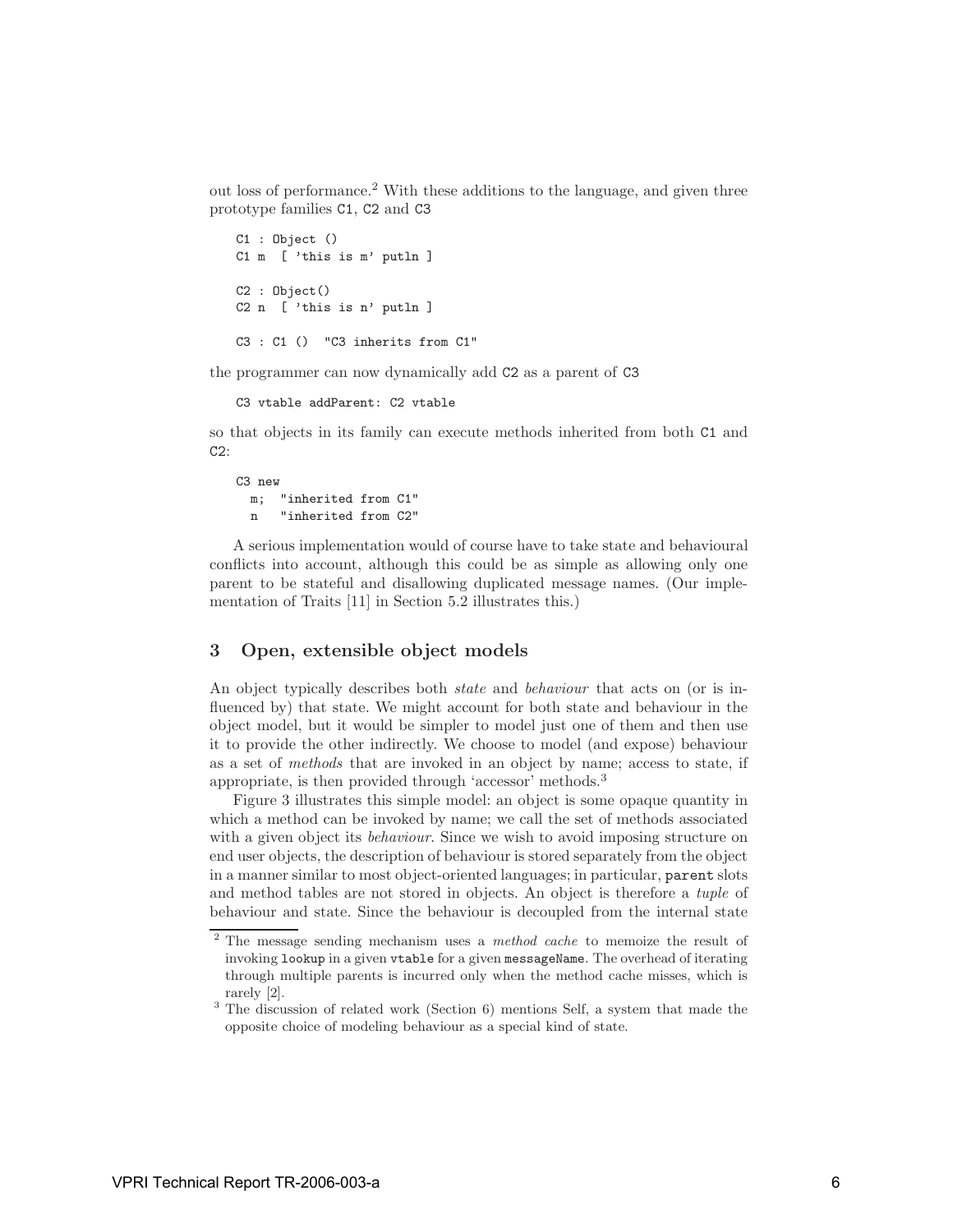out loss of performance.[2] With these additions to the language, and given three prototype families C1, C2 and C3

```
C1 : Object ()
C1 m  [ 'this is m' putln ]

C2 : Object()
C2 n  [ 'this is n' putln ]

C3 : C1 ()  "C3 inherits from C1"
```

the programmer can now dynamically add C2 as a parent of C3

```
C3 vtable addParent: C2 vtable
```

so that objects in its family can execute methods inherited from both C1 and C2:

```
C3 new
  m;  "inherited from C1"
  n   "inherited from C2"
```

A serious implementation would of course have to take state and behavioural conflicts into account, although this could be as simple as allowing only one parent to be stateful and disallowing duplicated message names. (Our implementation of Traits [11] in Section 5.2 illustrates this.)

## 3 Open, extensible object models

An object typically describes both *state* and *behaviour* that acts on (or is influenced by) that state. We might account for both state and behaviour in the object model, but it would be simpler to model just one of them and then use it to provide the other indirectly. We choose to model (and expose) behaviour as a set of *methods* that are invoked in an object by name; access to state, if appropriate, is then provided through 'accessor' methods.[3]

Figure 3 illustrates this simple model: an object is some opaque quantity in which a method can be invoked by name; we call the set of methods associated with a given object its *behaviour*. Since we wish to avoid imposing structure on end user objects, the description of behaviour is stored separately from the object in a manner similar to most object-oriented languages; in particular, `parent` slots and method tables are not stored in objects. An object is therefore a *tuple* of behaviour and state. Since the behaviour is decoupled from the internal state

[2] The message sending mechanism uses a *method cache* to memoize the result of invoking `lookup` in a given `vtable` for a given `messageName`. The overhead of iterating through multiple parents is incurred only when the method cache misses, which is rarely [2].

[3] The discussion of related work (Section 6) mentions Self, a system that made the opposite choice of modeling behaviour as a special kind of state.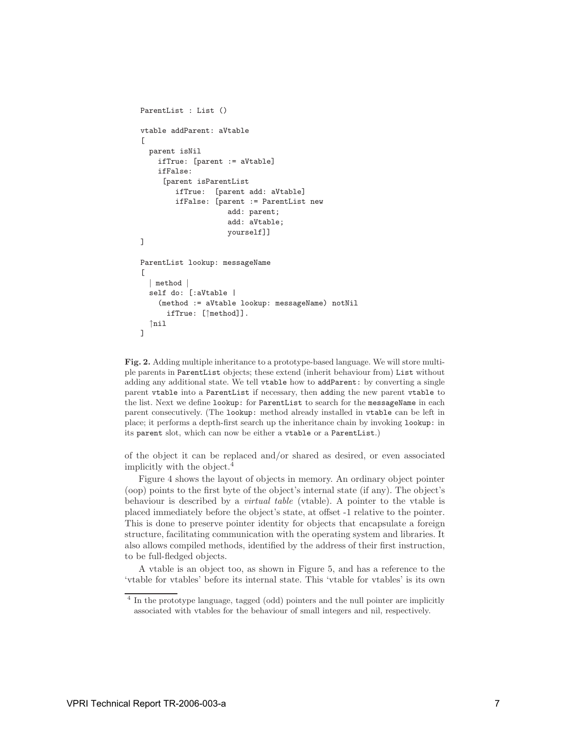```
ParentList : List ()

vtable addParent: aVtable
[
  parent isNil
    ifTrue: [parent := aVtable]
    ifFalse:
     [parent isParentList
        ifTrue:  [parent add: aVtable]
        ifFalse: [parent := ParentList new
                    add: parent;
                    add: aVtable;
                    yourself]]
]

ParentList lookup: messageName
[
  | method |
  self do: [:aVtable |
    (method := aVtable lookup: messageName) notNil
      ifTrue: [↑method]].
  ↑nil
]
```

**Fig. 2.** Adding multiple inheritance to a prototype-based language. We will store multiple parents in `ParentList` objects; these extend (inherit behaviour from) `List` without adding any additional state. We tell `vtable` how to `addParent:` by converting a single parent `vtable` into a `ParentList` if necessary, then `add`ing the new parent `vtable` to the list. Next we define `lookup:` for `ParentList` to search for the `messageName` in each parent consecutively. (The `lookup:` method already installed in `vtable` can be left in place; it performs a depth-first search up the inheritance chain by invoking `lookup:` in its `parent` slot, which can now be either a `vtable` or a `ParentList`.)

of the object it can be replaced and/or shared as desired, or even associated implicitly with the object.[4]

Figure 4 shows the layout of objects in memory. An ordinary object pointer (oop) points to the first byte of the object's internal state (if any). The object's behaviour is described by a *virtual table* (vtable). A pointer to the vtable is placed immediately before the object's state, at offset -1 relative to the pointer. This is done to preserve pointer identity for objects that encapsulate a foreign structure, facilitating communication with the operating system and libraries. It also allows compiled methods, identified by the address of their first instruction, to be full-fledged objects.

A vtable is an object too, as shown in Figure 5, and has a reference to the 'vtable for vtables' before its internal state. This 'vtable for vtables' is its own

[4] In the prototype language, tagged (odd) pointers and the null pointer are implicitly associated with vtables for the behaviour of small integers and nil, respectively.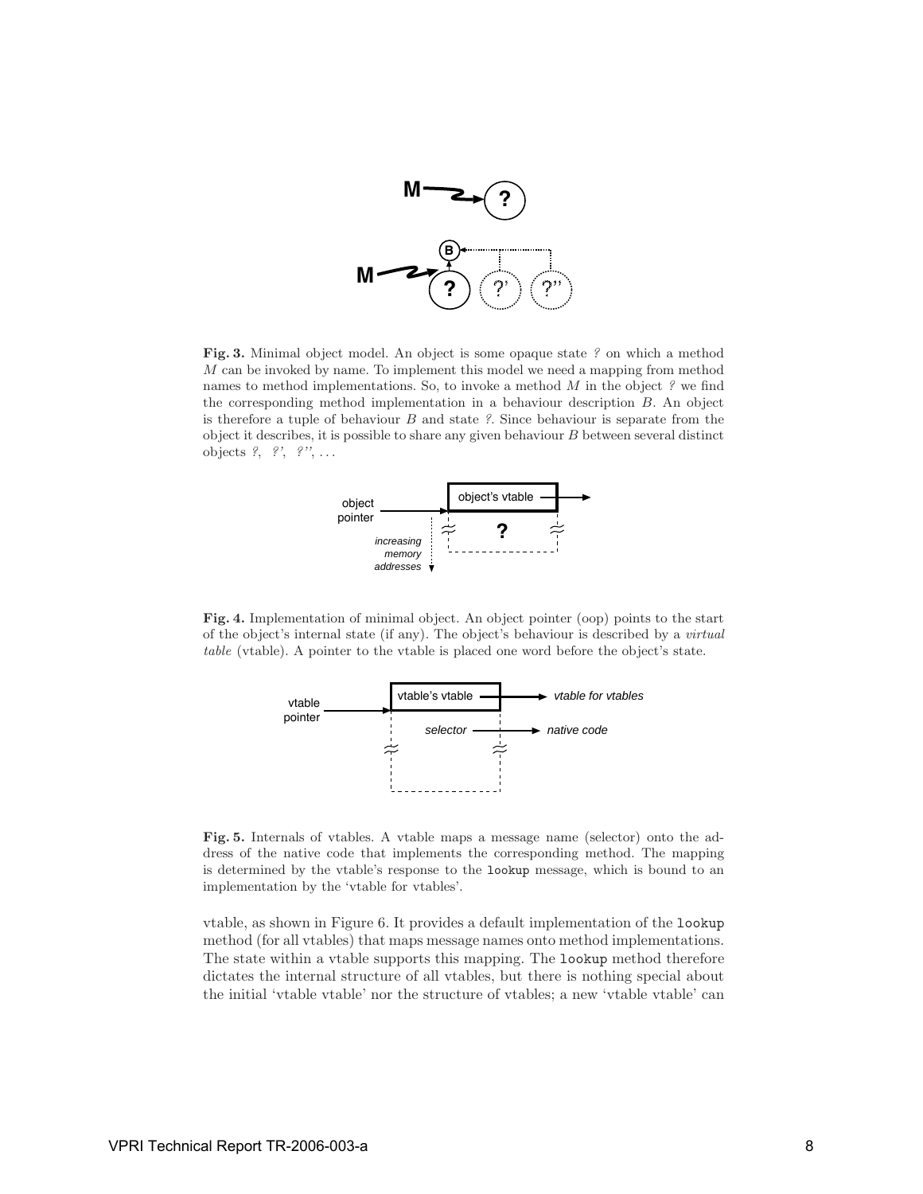**Fig. 3.** Minimal object model. An object is some opaque state *?* on which a method $M$ can be invoked by name. To implement this model we need a mapping from method names to method implementations. So, to invoke a method $M$ in the object *?* we find the corresponding method implementation in a behaviour description $B$. An object is therefore a tuple of behaviour $B$ and state *?*. Since behaviour is separate from the object it describes, it is possible to share any given behaviour $B$ between several distinct objects *?*, *?'*, *?''*, ...

**Fig. 4.** Implementation of minimal object. An object pointer (oop) points to the start of the object's internal state (if any). The object's behaviour is described by a *virtual table* (vtable). A pointer to the vtable is placed one word before the object's state.

**Fig. 5.** Internals of vtables. A vtable maps a message name (selector) onto the address of the native code that implements the corresponding method. The mapping is determined by the vtable's response to the `lookup` message, which is bound to an implementation by the 'vtable for vtables'.

vtable, as shown in Figure 6. It provides a default implementation of the `lookup` method (for all vtables) that maps message names onto method implementations. The state within a vtable supports this mapping. The `lookup` method therefore dictates the internal structure of all vtables, but there is nothing special about the initial 'vtable vtable' nor the structure of vtables; a new 'vtable vtable' can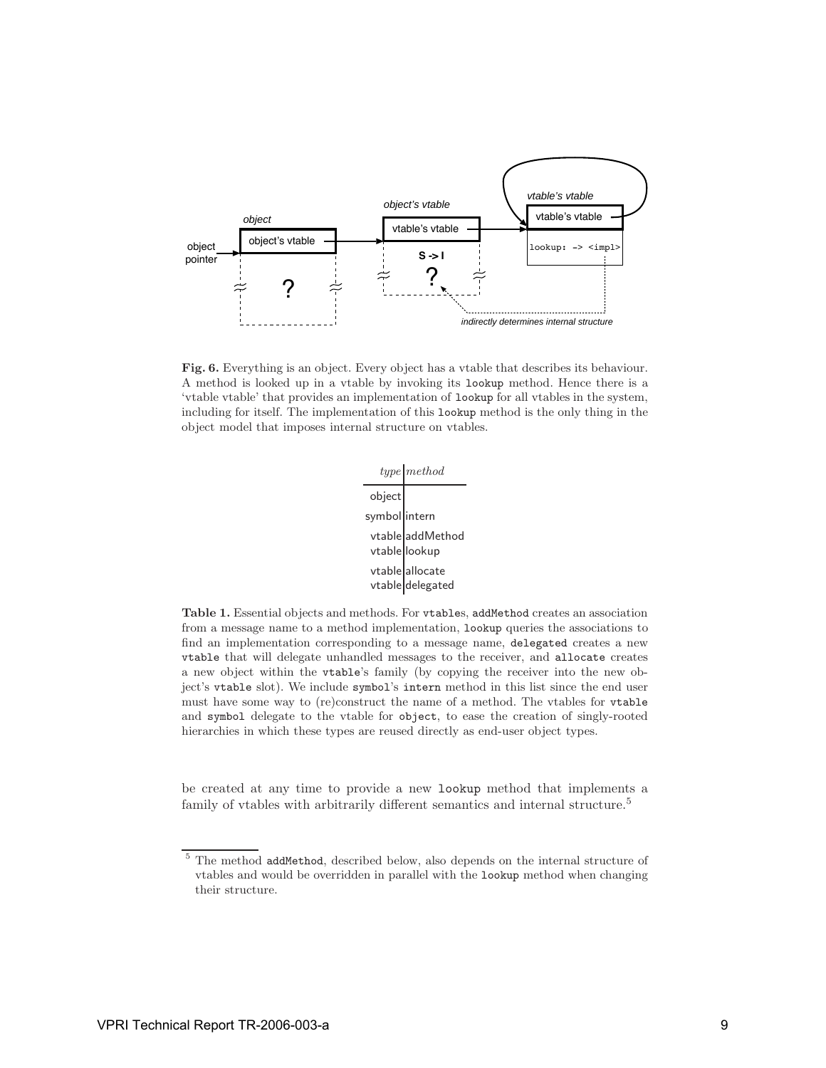**Fig. 6.** Everything is an object. Every object has a vtable that describes its behaviour. A method is looked up in a vtable by invoking its `lookup` method. Hence there is a 'vtable vtable' that provides an implementation of `lookup` for all vtables in the system, including for itself. The implementation of this `lookup` method is the only thing in the object model that imposes internal structure on vtables.

| *type* | *method* |
|---|---|
| object | |
| symbol | intern |
| vtable | addMethod |
| vtable | lookup |
| vtable | allocate |
| vtable | delegated |

**Table 1.** Essential objects and methods. For `vtable`s, `addMethod` creates an association from a message name to a method implementation, `lookup` queries the associations to find an implementation corresponding to a message name, `delegated` creates a new `vtable` that will delegate unhandled messages to the receiver, and `allocate` creates a new object within the `vtable`'s family (by copying the receiver into the new object's `vtable` slot). We include `symbol`'s `intern` method in this list since the end user must have some way to (re)construct the name of a method. The vtables for `vtable` and `symbol` delegate to the vtable for `object`, to ease the creation of singly-rooted hierarchies in which these types are reused directly as end-user object types.

be created at any time to provide a new `lookup` method that implements a family of vtables with arbitrarily different semantics and internal structure.[5]

---

[5] The method `addMethod`, described below, also depends on the internal structure of vtables and would be overridden in parallel with the `lookup` method when changing their structure.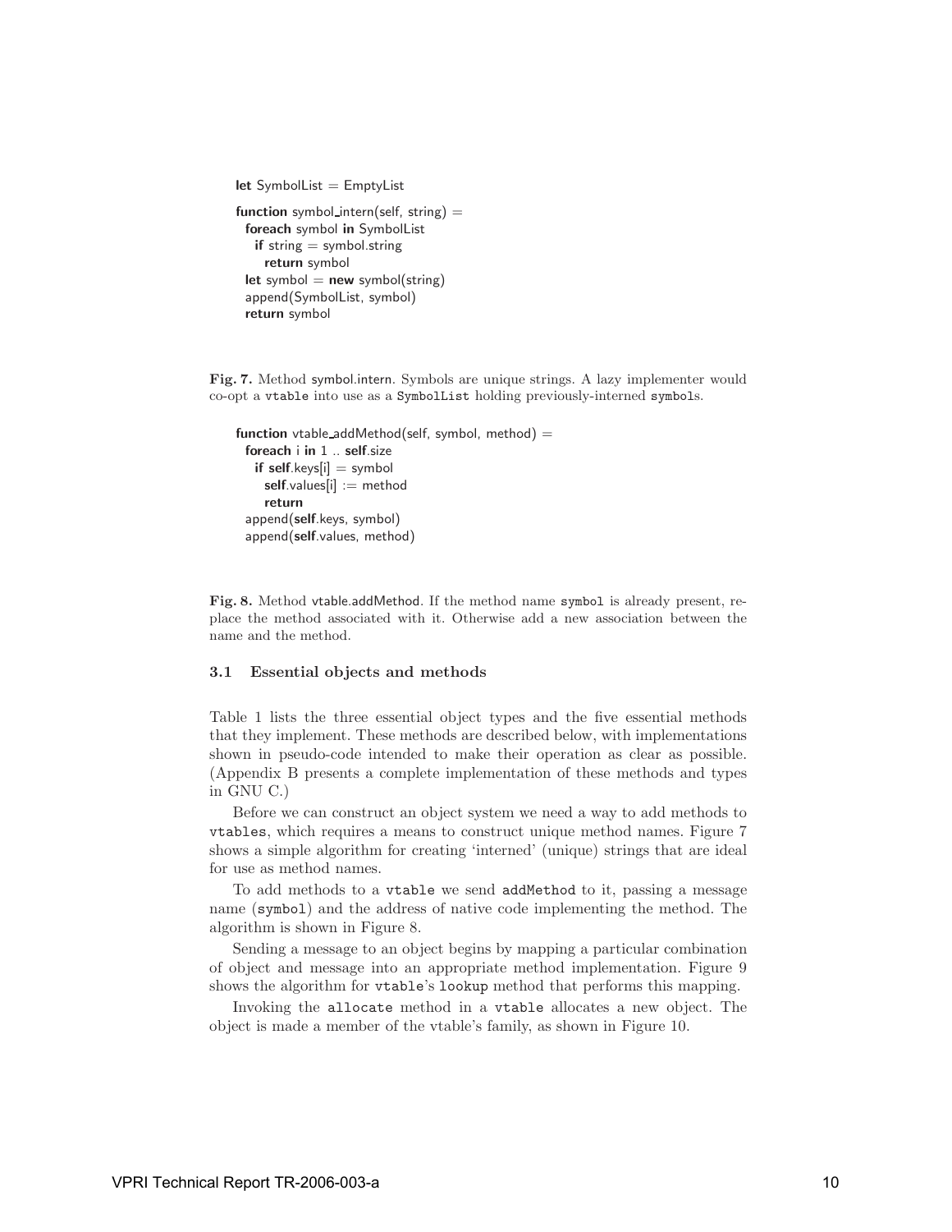```
let SymbolList = EmptyList

function symbol_intern(self, string) =
  foreach symbol in SymbolList
    if string = symbol.string
      return symbol
  let symbol = new symbol(string)
  append(SymbolList, symbol)
  return symbol
```

**Fig. 7.** Method symbol.intern. Symbols are unique strings. A lazy implementer would co-opt a `vtable` into use as a `SymbolList` holding previously-interned `symbol`s.

```
function vtable_addMethod(self, symbol, method) =
  foreach i in 1 .. self.size
    if self.keys[i] = symbol
      self.values[i] := method
      return
  append(self.keys, symbol)
  append(self.values, method)
```

**Fig. 8.** Method vtable.addMethod. If the method name `symbol` is already present, replace the method associated with it. Otherwise add a new association between the name and the method.

### 3.1 Essential objects and methods

Table 1 lists the three essential object types and the five essential methods that they implement. These methods are described below, with implementations shown in pseudo-code intended to make their operation as clear as possible. (Appendix B presents a complete implementation of these methods and types in GNU C.)

Before we can construct an object system we need a way to add methods to `vtable`s, which requires a means to construct unique method names. Figure 7 shows a simple algorithm for creating 'interned' (unique) strings that are ideal for use as method names.

To add methods to a `vtable` we send `addMethod` to it, passing a message name (`symbol`) and the address of native code implementing the method. The algorithm is shown in Figure 8.

Sending a message to an object begins by mapping a particular combination of object and message into an appropriate method implementation. Figure 9 shows the algorithm for `vtable`'s `lookup` method that performs this mapping.

Invoking the `allocate` method in a `vtable` allocates a new object. The object is made a member of the vtable's family, as shown in Figure 10.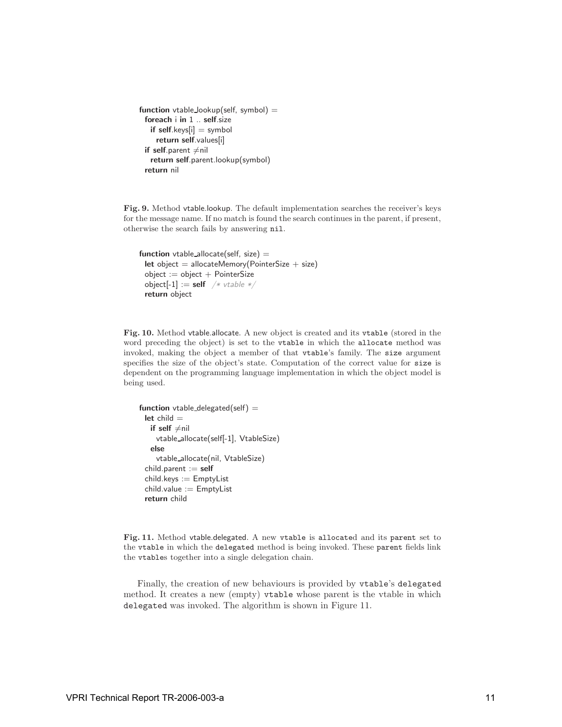```
function vtable_lookup(self, symbol) =
  foreach i in 1 .. self.size
    if self.keys[i] = symbol
      return self.values[i]
  if self.parent ≠nil
    return self.parent.lookup(symbol)
  return nil
```

**Fig. 9.** Method vtable.lookup. The default implementation searches the receiver's keys for the message name. If no match is found the search continues in the parent, if present, otherwise the search fails by answering `nil`.

```
function vtable_allocate(self, size) =
  let object = allocateMemory(PointerSize + size)
  object := object + PointerSize
  object[-1] := self  /* vtable */
  return object
```

**Fig. 10.** Method vtable.allocate. A new object is created and its `vtable` (stored in the word preceding the object) is set to the `vtable` in which the `allocate` method was invoked, making the object a member of that `vtable`'s family. The `size` argument specifies the size of the object's state. Computation of the correct value for `size` is dependent on the programming language implementation in which the object model is being used.

```
function vtable_delegated(self) =
  let child =
    if self ≠nil
      vtable_allocate(self[-1], VtableSize)
    else
      vtable_allocate(nil, VtableSize)
  child.parent := self
  child.keys := EmptyList
  child.value := EmptyList
  return child
```

**Fig. 11.** Method vtable.delegated. A new `vtable` is `allocate`d and its `parent` set to the `vtable` in which the `delegated` method is being invoked. These `parent` fields link the `vtable`s together into a single delegation chain.

Finally, the creation of new behaviours is provided by `vtable`'s `delegated` method. It creates a new (empty) `vtable` whose parent is the vtable in which `delegated` was invoked. The algorithm is shown in Figure 11.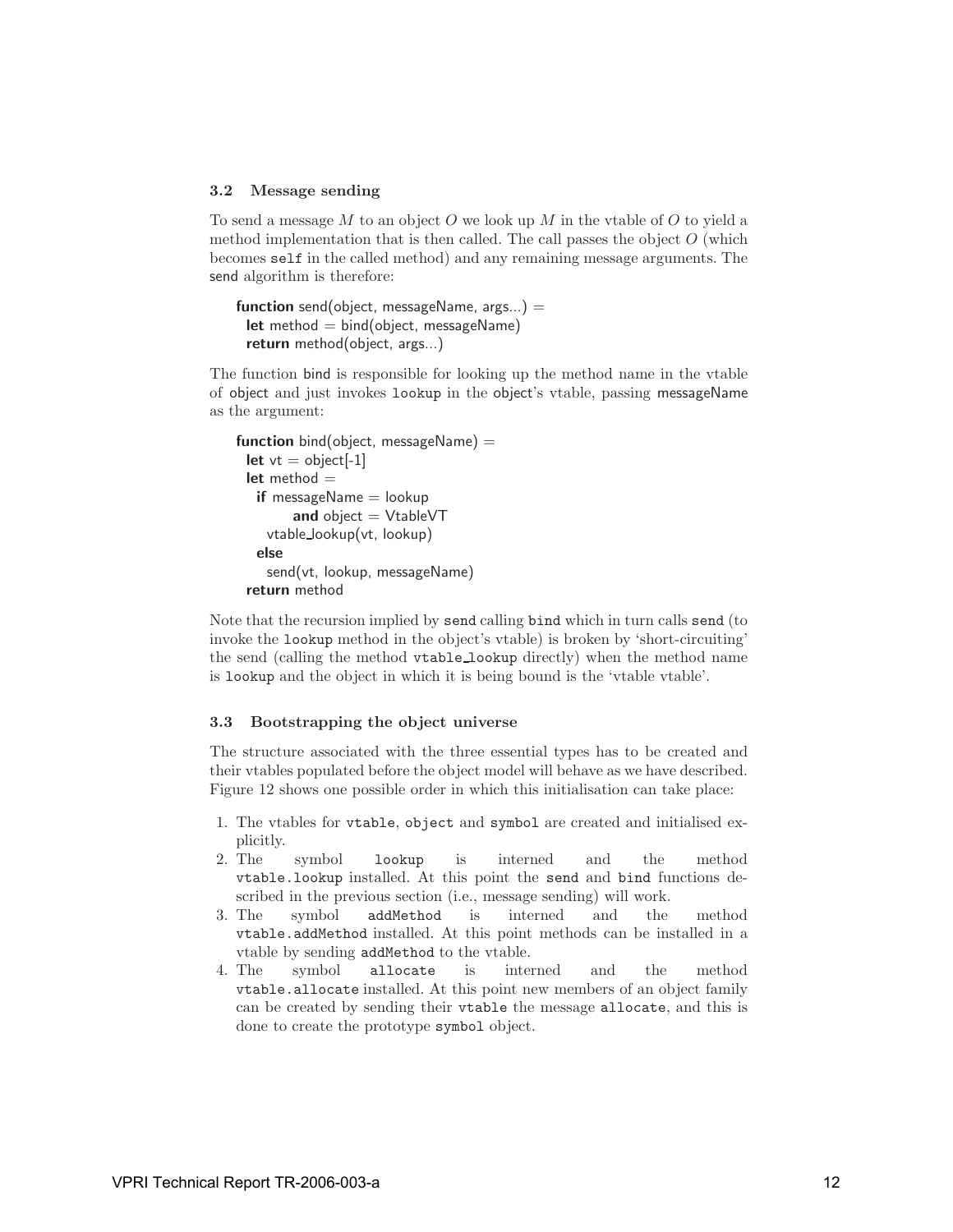### 3.2 Message sending

To send a message $M$ to an object $O$ we look up $M$ in the vtable of $O$ to yield a method implementation that is then called. The call passes the object $O$ (which becomes `self` in the called method) and any remaining message arguments. The send algorithm is therefore:

```
function send(object, messageName, args...) =
  let method = bind(object, messageName)
  return method(object, args...)
```

The function bind is responsible for looking up the method name in the vtable of object and just invokes `lookup` in the object's vtable, passing messageName as the argument:

```
function bind(object, messageName) =
  let vt = object[-1]
  let method =
    if messageName = lookup
         and object = VtableVT
      vtable_lookup(vt, lookup)
    else
      send(vt, lookup, messageName)
  return method
```

Note that the recursion implied by `send` calling `bind` which in turn calls `send` (to invoke the `lookup` method in the object's vtable) is broken by 'short-circuiting' the send (calling the method `vtable_lookup` directly) when the method name is `lookup` and the object in which it is being bound is the 'vtable vtable'.

### 3.3 Bootstrapping the object universe

The structure associated with the three essential types has to be created and their vtables populated before the object model will behave as we have described. Figure 12 shows one possible order in which this initialisation can take place:

1. The vtables for `vtable`, `object` and `symbol` are created and initialised explicitly.
2. The symbol `lookup` is interned and the method `vtable.lookup` installed. At this point the `send` and `bind` functions described in the previous section (i.e., message sending) will work.
3. The symbol `addMethod` is interned and the method `vtable.addMethod` installed. At this point methods can be installed in a vtable by sending `addMethod` to the vtable.
4. The symbol `allocate` is interned and the method `vtable.allocate` installed. At this point new members of an object family can be created by sending their `vtable` the message `allocate`, and this is done to create the prototype `symbol` object.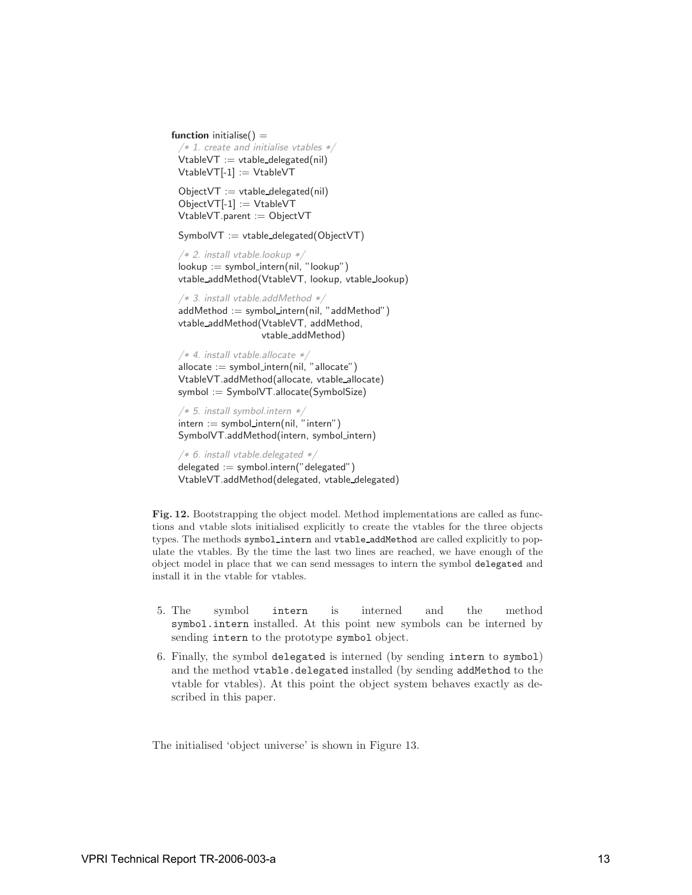```
function initialise() =
  /* 1. create and initialise vtables */
  VtableVT := vtable_delegated(nil)
  VtableVT[-1] := VtableVT

  ObjectVT := vtable_delegated(nil)
  ObjectVT[-1] := VtableVT
  VtableVT.parent := ObjectVT

  SymbolVT := vtable_delegated(ObjectVT)

  /* 2. install vtable.lookup */
  lookup := symbol_intern(nil, "lookup")
  vtable_addMethod(VtableVT, lookup, vtable_lookup)

  /* 3. install vtable.addMethod */
  addMethod := symbol_intern(nil, "addMethod")
  vtable_addMethod(VtableVT, addMethod,
                   vtable_addMethod)

  /* 4. install vtable.allocate */
  allocate := symbol_intern(nil, "allocate")
  VtableVT.addMethod(allocate, vtable_allocate)
  symbol := SymbolVT.allocate(SymbolSize)

  /* 5. install symbol.intern */
  intern := symbol_intern(nil, "intern")
  SymbolVT.addMethod(intern, symbol_intern)

  /* 6. install vtable.delegated */
  delegated := symbol.intern("delegated")
  VtableVT.addMethod(delegated, vtable_delegated)
```

**Fig. 12.** Bootstrapping the object model. Method implementations are called as functions and vtable slots initialised explicitly to create the vtables for the three objects types. The methods `symbol_intern` and `vtable_addMethod` are called explicitly to populate the vtables. By the time the last two lines are reached, we have enough of the object model in place that we can send messages to intern the symbol `delegated` and install it in the vtable for vtables.

5. The symbol `intern` is interned and the method `symbol.intern` installed. At this point new symbols can be interned by sending `intern` to the prototype `symbol` object.
6. Finally, the symbol `delegated` is interned (by sending `intern` to `symbol`) and the method `vtable.delegated` installed (by sending `addMethod` to the vtable for vtables). At this point the object system behaves exactly as described in this paper.

The initialised 'object universe' is shown in Figure 13.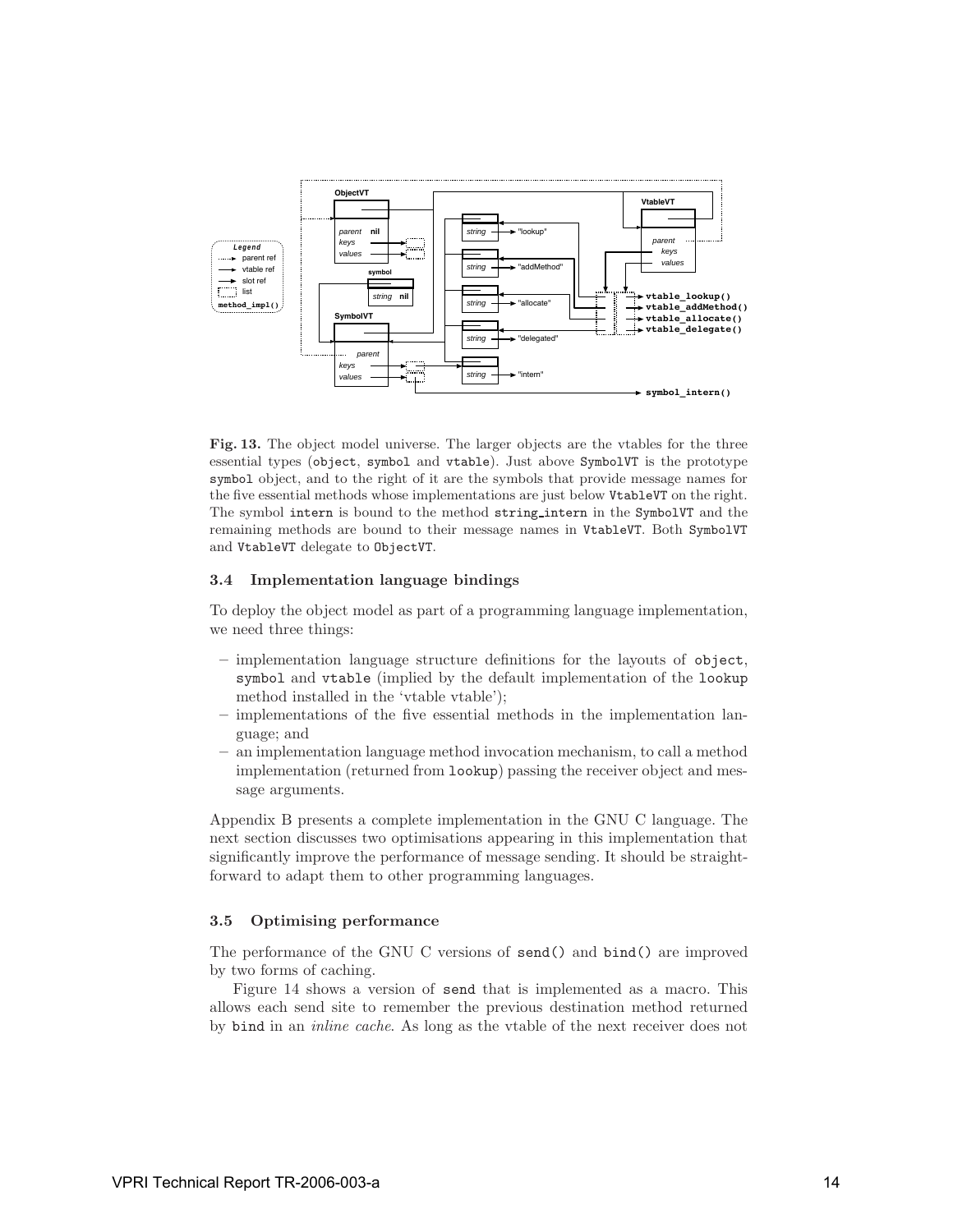**Fig. 13.** The object model universe. The larger objects are the vtables for the three essential types (`object`, `symbol` and `vtable`). Just above `SymbolVT` is the prototype `symbol` object, and to the right of it are the symbols that provide message names for the five essential methods whose implementations are just below `VtableVT` on the right. The symbol `intern` is bound to the method `string_intern` in the `SymbolVT` and the remaining methods are bound to their message names in `VtableVT`. Both `SymbolVT` and `VtableVT` delegate to `ObjectVT`.

### 3.4 Implementation language bindings

To deploy the object model as part of a programming language implementation, we need three things:

- implementation language structure definitions for the layouts of `object`, `symbol` and `vtable` (implied by the default implementation of the `lookup` method installed in the 'vtable vtable');
- implementations of the five essential methods in the implementation language; and
- an implementation language method invocation mechanism, to call a method implementation (returned from `lookup`) passing the receiver object and message arguments.

Appendix B presents a complete implementation in the GNU C language. The next section discusses two optimisations appearing in this implementation that significantly improve the performance of message sending. It should be straightforward to adapt them to other programming languages.

### 3.5 Optimising performance

The performance of the GNU C versions of `send()` and `bind()` are improved by two forms of caching.

Figure 14 shows a version of `send` that is implemented as a macro. This allows each send site to remember the previous destination method returned by `bind` in an *inline cache*. As long as the vtable of the next receiver does not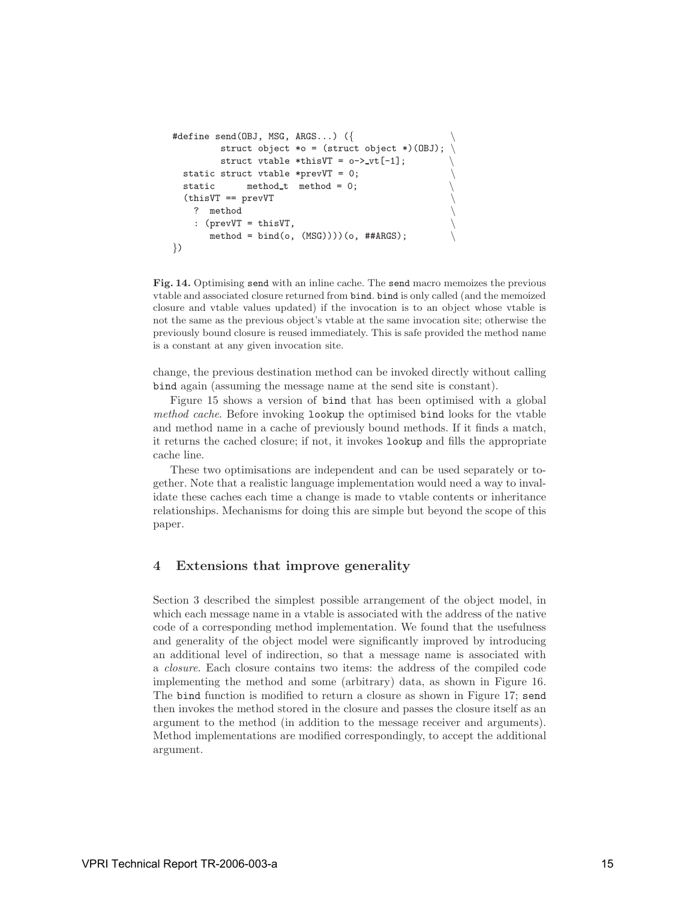```c
#define send(OBJ, MSG, ARGS...) ({                  \
          struct object *o = (struct object *)(OBJ); \
          struct vtable *thisVT = o->_vt[-1];        \
  static struct vtable *prevVT = 0;                  \
  static      method_t  method = 0;                  \
  (thisVT == prevVT                                  \
    ?  method                                        \
    : (prevVT = thisVT,                              \
       method = bind(o, (MSG))))(o, ##ARGS);         \
})
```

**Fig. 14.** Optimising `send` with an inline cache. The `send` macro memoizes the previous vtable and associated closure returned from `bind`. `bind` is only called (and the memoized closure and vtable values updated) if the invocation is to an object whose vtable is not the same as the previous object's vtable at the same invocation site; otherwise the previously bound closure is reused immediately. This is safe provided the method name is a constant at any given invocation site.

change, the previous destination method can be invoked directly without calling `bind` again (assuming the message name at the send site is constant).

Figure 15 shows a version of `bind` that has been optimised with a global *method cache*. Before invoking `lookup` the optimised `bind` looks for the vtable and method name in a cache of previously bound methods. If it finds a match, it returns the cached closure; if not, it invokes `lookup` and fills the appropriate cache line.

These two optimisations are independent and can be used separately or together. Note that a realistic language implementation would need a way to invalidate these caches each time a change is made to vtable contents or inheritance relationships. Mechanisms for doing this are simple but beyond the scope of this paper.

## 4 Extensions that improve generality

Section 3 described the simplest possible arrangement of the object model, in which each message name in a vtable is associated with the address of the native code of a corresponding method implementation. We found that the usefulness and generality of the object model were significantly improved by introducing an additional level of indirection, so that a message name is associated with a *closure*. Each closure contains two items: the address of the compiled code implementing the method and some (arbitrary) data, as shown in Figure 16. The `bind` function is modified to return a closure as shown in Figure 17; `send` then invokes the method stored in the closure and passes the closure itself as an argument to the method (in addition to the message receiver and arguments). Method implementations are modified correspondingly, to accept the additional argument.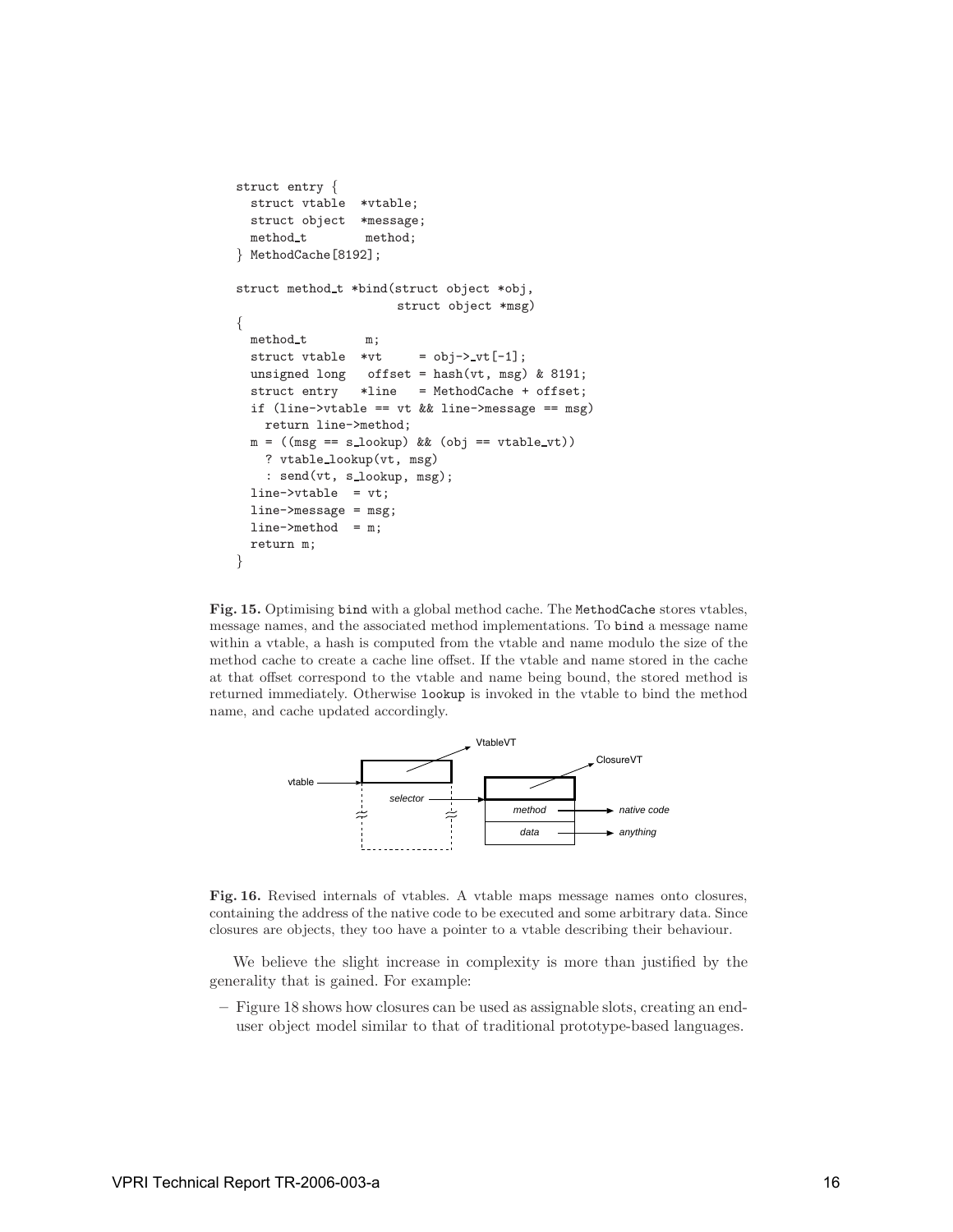```
struct entry {
  struct vtable  *vtable;
  struct object  *message;
  method_t        method;
} MethodCache[8192];

struct method_t *bind(struct object *obj,
                      struct object *msg)
{
  method_t        m;
  struct vtable  *vt     = obj->_vt[-1];
  unsigned long   offset = hash(vt, msg) & 8191;
  struct entry   *line   = MethodCache + offset;
  if (line->vtable == vt && line->message == msg)
    return line->method;
  m = ((msg == s_lookup) && (obj == vtable_vt))
    ? vtable_lookup(vt, msg)
    : send(vt, s_lookup, msg);
  line->vtable  = vt;
  line->message = msg;
  line->method  = m;
  return m;
}
```

**Fig. 15.** Optimising `bind` with a global method cache. The `MethodCache` stores vtables, message names, and the associated method implementations. To `bind` a message name within a vtable, a hash is computed from the vtable and name modulo the size of the method cache to create a cache line offset. If the vtable and name stored in the cache at that offset correspond to the vtable and name being bound, the stored method is returned immediately. Otherwise `lookup` is invoked in the vtable to bind the method name, and cache updated accordingly.

**Fig. 16.** Revised internals of vtables. A vtable maps message names onto closures, containing the address of the native code to be executed and some arbitrary data. Since closures are objects, they too have a pointer to a vtable describing their behaviour.

We believe the slight increase in complexity is more than justified by the generality that is gained. For example:

– Figure 18 shows how closures can be used as assignable slots, creating an end-user object model similar to that of traditional prototype-based languages.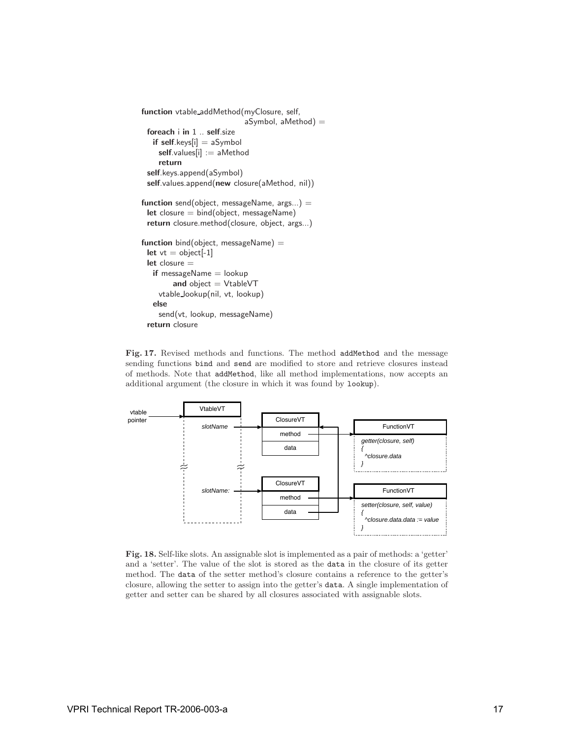```
function vtable_addMethod(myClosure, self,
                          aSymbol, aMethod) =
  foreach i in 1 .. self.size
    if self.keys[i] = aSymbol
      self.values[i] := aMethod
      return
  self.keys.append(aSymbol)
  self.values.append(new closure(aMethod, nil))

function send(object, messageName, args...) =
  let closure = bind(object, messageName)
  return closure.method(closure, object, args...)

function bind(object, messageName) =
  let vt = object[-1]
  let closure =
    if messageName = lookup
        and object = VtableVT
      vtable_lookup(nil, vt, lookup)
    else
      send(vt, lookup, messageName)
  return closure
```

**Fig. 17.** Revised methods and functions. The method `addMethod` and the message sending functions `bind` and `send` are modified to store and retrieve closures instead of methods. Note that `addMethod`, like all method implementations, now accepts an additional argument (the closure in which it was found by `lookup`).

**Fig. 18.** Self-like slots. An assignable slot is implemented as a pair of methods: a 'getter' and a 'setter'. The value of the slot is stored as the `data` in the closure of its getter method. The `data` of the setter method's closure contains a reference to the getter's closure, allowing the setter to assign into the getter's `data`. A single implementation of getter and setter can be shared by all closures associated with assignable slots.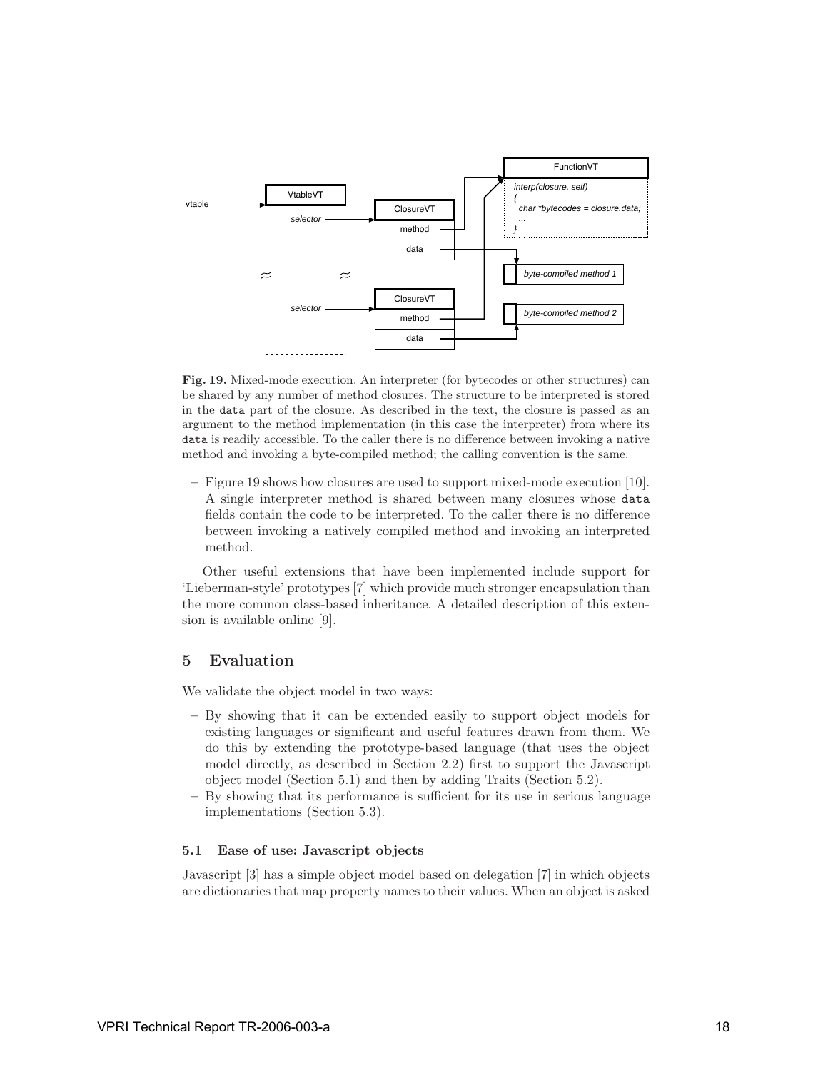**Fig. 19.** Mixed-mode execution. An interpreter (for bytecodes or other structures) can be shared by any number of method closures. The structure to be interpreted is stored in the `data` part of the closure. As described in the text, the closure is passed as an argument to the method implementation (in this case the interpreter) from where its `data` is readily accessible. To the caller there is no difference between invoking a native method and invoking a byte-compiled method; the calling convention is the same.

– Figure 19 shows how closures are used to support mixed-mode execution [10]. A single interpreter method is shared between many closures whose `data` fields contain the code to be interpreted. To the caller there is no difference between invoking a natively compiled method and invoking an interpreted method.

Other useful extensions that have been implemented include support for 'Lieberman-style' prototypes [7] which provide much stronger encapsulation than the more common class-based inheritance. A detailed description of this extension is available online [9].

## 5 Evaluation

We validate the object model in two ways:

– By showing that it can be extended easily to support object models for existing languages or significant and useful features drawn from them. We do this by extending the prototype-based language (that uses the object model directly, as described in Section 2.2) first to support the Javascript object model (Section 5.1) and then by adding Traits (Section 5.2).

– By showing that its performance is sufficient for its use in serious language implementations (Section 5.3).

### 5.1 Ease of use: Javascript objects

Javascript [3] has a simple object model based on delegation [7] in which objects are dictionaries that map property names to their values. When an object is asked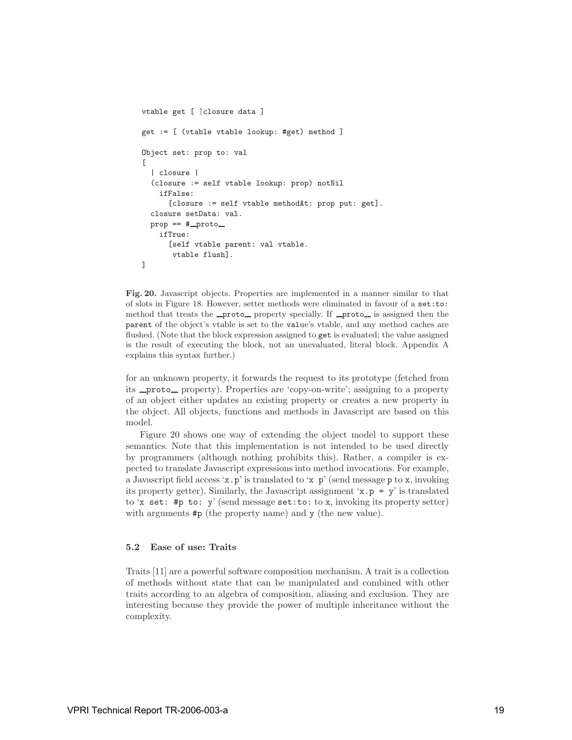```
vtable get [ ↑closure data ]

get := [ (vtable vtable lookup: #get) method ]

Object set: prop to: val
[
  | closure |
  (closure := self vtable lookup: prop) notNil
    ifFalse:
      [closure := self vtable methodAt: prop put: get].
  closure setData: val.
  prop == #__proto__
    ifTrue:
      [self vtable parent: val vtable.
       vtable flush].
]
```

**Fig. 20.** Javascript objects. Properties are implemented in a manner similar to that of slots in Figure 18. However, setter methods were eliminated in favour of a `set:to:` method that treats the `__proto__` property specially. If `__proto__` is assigned then the `parent` of the object's vtable is set to the `value`'s vtable, and any method caches are flushed. (Note that the block expression assigned to `get` is evaluated; the value assigned is the result of executing the block, not an unevaluated, literal block. Appendix A explains this syntax further.)

for an unknown property, it forwards the request to its prototype (fetched from its `__proto__` property). Properties are 'copy-on-write'; assigning to a property of an object either updates an existing property or creates a new property in the object. All objects, functions and methods in Javascript are based on this model.

Figure 20 shows one way of extending the object model to support these semantics. Note that this implementation is not intended to be used directly by programmers (although nothing prohibits this). Rather, a compiler is expected to translate Javascript expressions into method invocations. For example, a Javascript field access '`x.p`' is translated to '`x p`' (send message `p` to `x`, invoking its property getter). Similarly, the Javascript assignment '`x.p = y`' is translated to '`x set: #p to: y`' (send message `set:to:` to `x`, invoking its property setter) with arguments `#p` (the property name) and `y` (the new value).

### 5.2 Ease of use: Traits

Traits [11] are a powerful software composition mechanism. A trait is a collection of methods without state that can be manipulated and combined with other traits according to an algebra of composition, aliasing and exclusion. They are interesting because they provide the power of multiple inheritance without the complexity.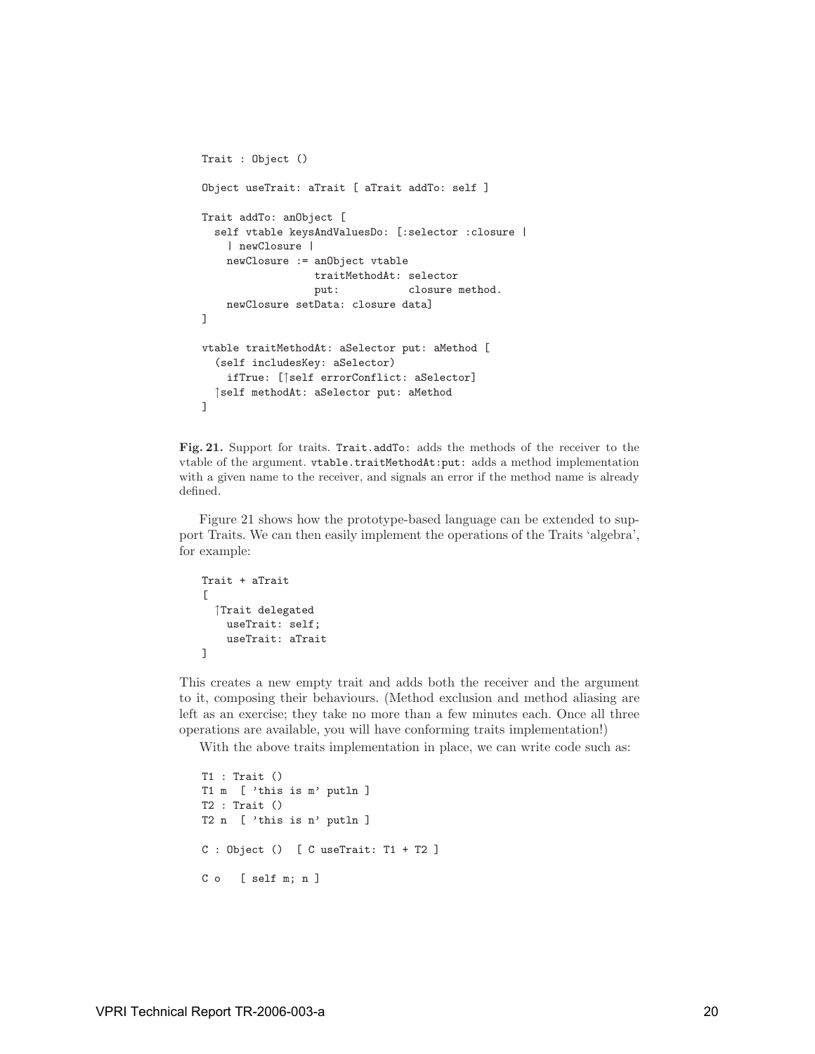```
Trait : Object ()

Object useTrait: aTrait [ aTrait addTo: self ]

Trait addTo: anObject [
  self vtable keysAndValuesDo: [:selector :closure |
    | newClosure |
    newClosure := anObject vtable
                    traitMethodAt: selector
                    put:           closure method.
    newClosure setData: closure data]
]

vtable traitMethodAt: aSelector put: aMethod [
  (self includesKey: aSelector)
    ifTrue: [↑self errorConflict: aSelector]
  ↑self methodAt: aSelector put: aMethod
]
```

**Fig. 21.** Support for traits. `Trait.addTo:` adds the methods of the receiver to the vtable of the argument. `vtable.traitMethodAt:put:` adds a method implementation with a given name to the receiver, and signals an error if the method name is already defined.

Figure 21 shows how the prototype-based language can be extended to support Traits. We can then easily implement the operations of the Traits 'algebra', for example:

```
Trait + aTrait
[
  ↑Trait delegated
    useTrait: self;
    useTrait: aTrait
]
```

This creates a new empty trait and adds both the receiver and the argument to it, composing their behaviours. (Method exclusion and method aliasing are left as an exercise; they take no more than a few minutes each. Once all three operations are available, you will have conforming traits implementation!)

With the above traits implementation in place, we can write code such as:

```
T1 : Trait ()
T1 m  [ 'this is m' putln ]
T2 : Trait ()
T2 n  [ 'this is n' putln ]

C : Object ()  [ C useTrait: T1 + T2 ]

C o   [ self m; n ]
```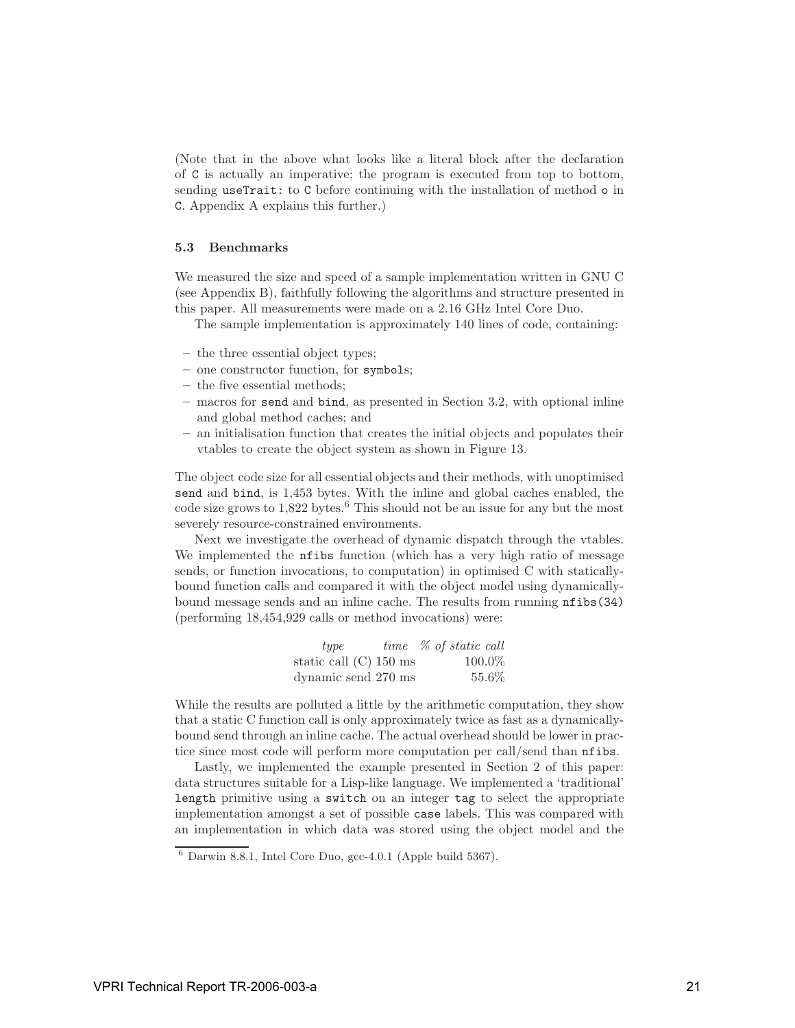(Note that in the above what looks like a literal block after the declaration of `C` is actually an imperative; the program is executed from top to bottom, sending `useTrait:` to `C` before continuing with the installation of method `o` in `C`. Appendix A explains this further.)

### 5.3 Benchmarks

We measured the size and speed of a sample implementation written in GNU C (see Appendix B), faithfully following the algorithms and structure presented in this paper. All measurements were made on a 2.16 GHz Intel Core Duo.

The sample implementation is approximately 140 lines of code, containing:

- the three essential object types;
- one constructor function, for `symbol`s;
- the five essential methods;
- macros for `send` and `bind`, as presented in Section 3.2, with optional inline and global method caches; and
- an initialisation function that creates the initial objects and populates their vtables to create the object system as shown in Figure 13.

The object code size for all essential objects and their methods, with unoptimised `send` and `bind`, is 1,453 bytes. With the inline and global caches enabled, the code size grows to 1,822 bytes.[6] This should not be an issue for any but the most severely resource-constrained environments.

Next we investigate the overhead of dynamic dispatch through the vtables. We implemented the `nfibs` function (which has a very high ratio of message sends, or function invocations, to computation) in optimised C with statically-bound function calls and compared it with the object model using dynamically-bound message sends and an inline cache. The results from running `nfibs(34)` (performing 18,454,929 calls or method invocations) were:

| *type* | *time* | *% of static call* |
|---|---|---|
| static call (C) | 150 ms | 100.0% |
| dynamic send | 270 ms | 55.6% |

While the results are polluted a little by the arithmetic computation, they show that a static C function call is only approximately twice as fast as a dynamically-bound send through an inline cache. The actual overhead should be lower in practice since most code will perform more computation per call/send than `nfibs`.

Lastly, we implemented the example presented in Section 2 of this paper: data structures suitable for a Lisp-like language. We implemented a 'traditional' `length` primitive using a `switch` on an integer `tag` to select the appropriate implementation amongst a set of possible `case` labels. This was compared with an implementation in which data was stored using the object model and the

[6] Darwin 8.8.1, Intel Core Duo, gcc-4.0.1 (Apple build 5367).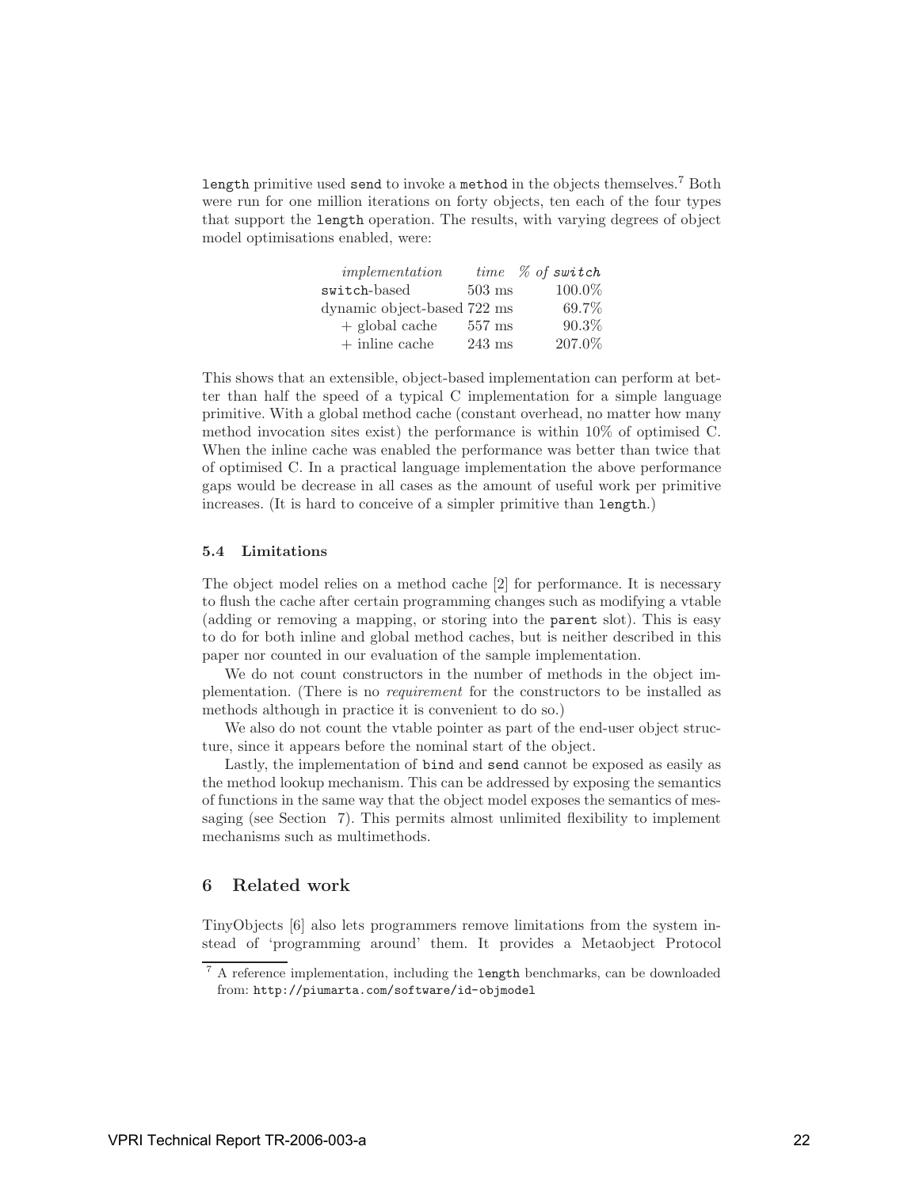`length` primitive used `send` to invoke a `method` in the objects themselves.[7] Both were run for one million iterations on forty objects, ten each of the four types that support the `length` operation. The results, with varying degrees of object model optimisations enabled, were:

| *implementation* | *time* | *% of* `switch` |
|---|---|---|
| `switch`-based | 503 ms | 100.0% |
| dynamic object-based | 722 ms | 69.7% |
| + global cache | 557 ms | 90.3% |
| + inline cache | 243 ms | 207.0% |

This shows that an extensible, object-based implementation can perform at better than half the speed of a typical C implementation for a simple language primitive. With a global method cache (constant overhead, no matter how many method invocation sites exist) the performance is within 10% of optimised C. When the inline cache was enabled the performance was better than twice that of optimised C. In a practical language implementation the above performance gaps would be decrease in all cases as the amount of useful work per primitive increases. (It is hard to conceive of a simpler primitive than `length`.)

### 5.4 Limitations

The object model relies on a method cache [2] for performance. It is necessary to flush the cache after certain programming changes such as modifying a vtable (adding or removing a mapping, or storing into the `parent` slot). This is easy to do for both inline and global method caches, but is neither described in this paper nor counted in our evaluation of the sample implementation.

We do not count constructors in the number of methods in the object implementation. (There is no *requirement* for the constructors to be installed as methods although in practice it is convenient to do so.)

We also do not count the vtable pointer as part of the end-user object structure, since it appears before the nominal start of the object.

Lastly, the implementation of `bind` and `send` cannot be exposed as easily as the method lookup mechanism. This can be addressed by exposing the semantics of functions in the same way that the object model exposes the semantics of messaging (see Section 7). This permits almost unlimited flexibility to implement mechanisms such as multimethods.

## 6 Related work

TinyObjects [6] also lets programmers remove limitations from the system instead of 'programming around' them. It provides a Metaobject Protocol

[7] A reference implementation, including the `length` benchmarks, can be downloaded from: `http://piumarta.com/software/id-objmodel`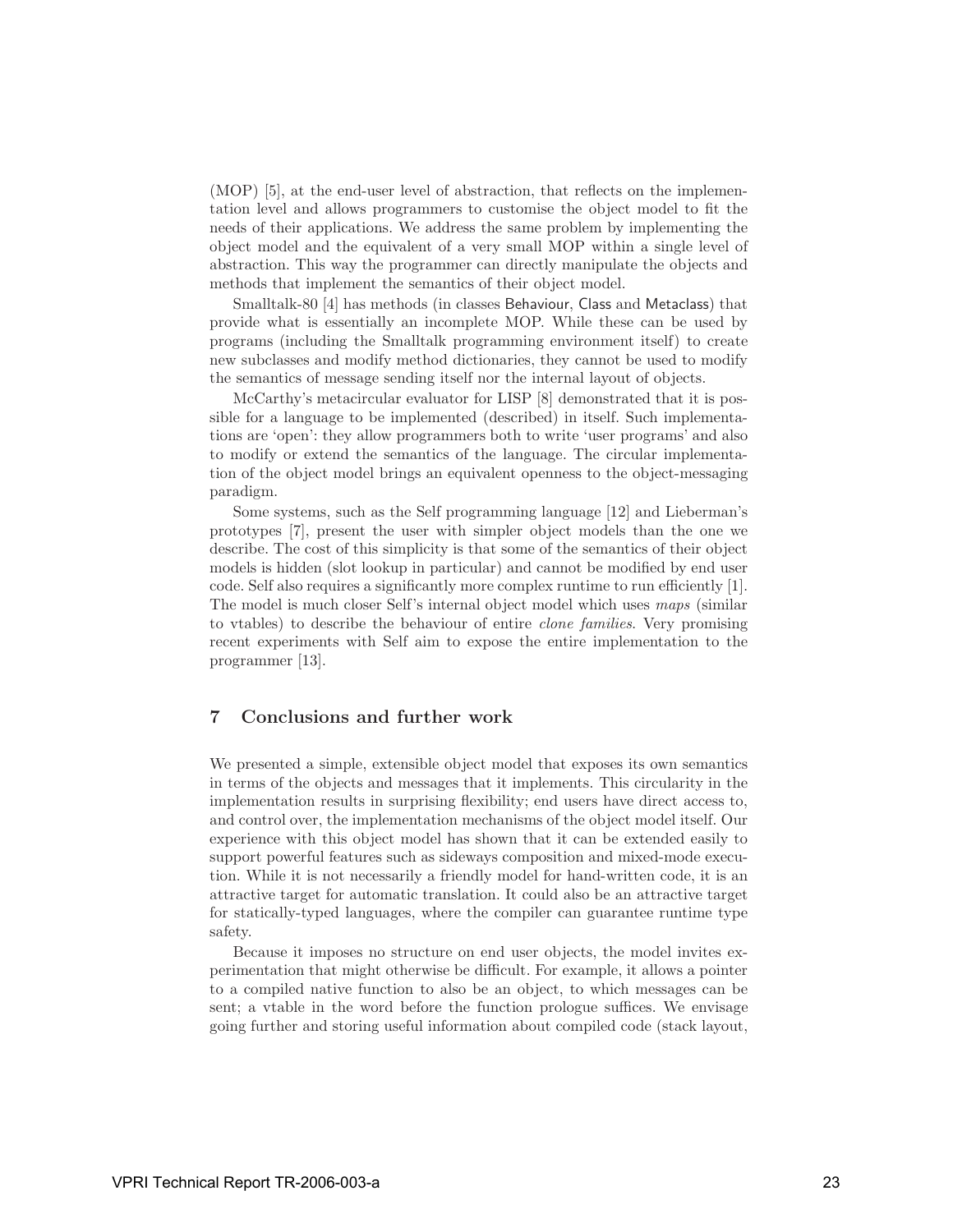(MOP) [5], at the end-user level of abstraction, that reflects on the implementation level and allows programmers to customise the object model to fit the needs of their applications. We address the same problem by implementing the object model and the equivalent of a very small MOP within a single level of abstraction. This way the programmer can directly manipulate the objects and methods that implement the semantics of their object model.

Smalltalk-80 [4] has methods (in classes Behaviour, Class and Metaclass) that provide what is essentially an incomplete MOP. While these can be used by programs (including the Smalltalk programming environment itself) to create new subclasses and modify method dictionaries, they cannot be used to modify the semantics of message sending itself nor the internal layout of objects.

McCarthy's metacircular evaluator for LISP [8] demonstrated that it is possible for a language to be implemented (described) in itself. Such implementations are 'open': they allow programmers both to write 'user programs' and also to modify or extend the semantics of the language. The circular implementation of the object model brings an equivalent openness to the object-messaging paradigm.

Some systems, such as the Self programming language [12] and Lieberman's prototypes [7], present the user with simpler object models than the one we describe. The cost of this simplicity is that some of the semantics of their object models is hidden (slot lookup in particular) and cannot be modified by end user code. Self also requires a significantly more complex runtime to run efficiently [1]. The model is much closer Self's internal object model which uses *maps* (similar to vtables) to describe the behaviour of entire *clone families*. Very promising recent experiments with Self aim to expose the entire implementation to the programmer [13].

## 7 Conclusions and further work

We presented a simple, extensible object model that exposes its own semantics in terms of the objects and messages that it implements. This circularity in the implementation results in surprising flexibility; end users have direct access to, and control over, the implementation mechanisms of the object model itself. Our experience with this object model has shown that it can be extended easily to support powerful features such as sideways composition and mixed-mode execution. While it is not necessarily a friendly model for hand-written code, it is an attractive target for automatic translation. It could also be an attractive target for statically-typed languages, where the compiler can guarantee runtime type safety.

Because it imposes no structure on end user objects, the model invites experimentation that might otherwise be difficult. For example, it allows a pointer to a compiled native function to also be an object, to which messages can be sent; a vtable in the word before the function prologue suffices. We envisage going further and storing useful information about compiled code (stack layout,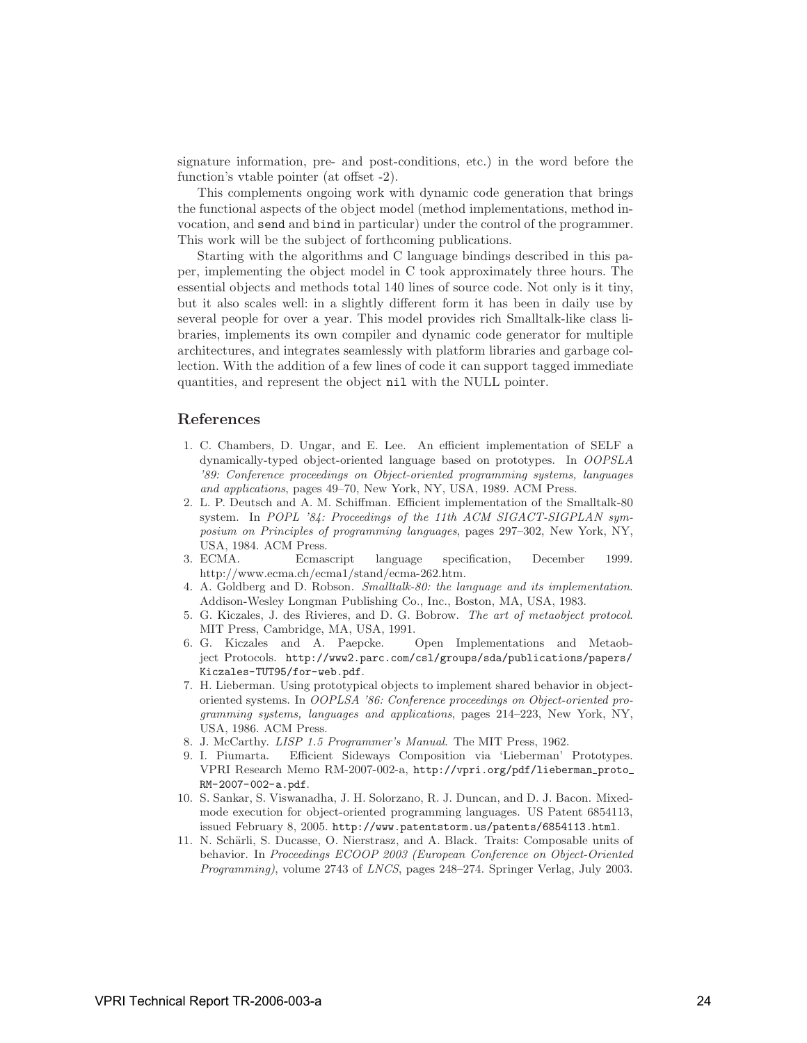signature information, pre- and post-conditions, etc.) in the word before the function's vtable pointer (at offset -2).

This complements ongoing work with dynamic code generation that brings the functional aspects of the object model (method implementations, method invocation, and `send` and `bind` in particular) under the control of the programmer. This work will be the subject of forthcoming publications.

Starting with the algorithms and C language bindings described in this paper, implementing the object model in C took approximately three hours. The essential objects and methods total 140 lines of source code. Not only is it tiny, but it also scales well: in a slightly different form it has been in daily use by several people for over a year. This model provides rich Smalltalk-like class libraries, implements its own compiler and dynamic code generator for multiple architectures, and integrates seamlessly with platform libraries and garbage collection. With the addition of a few lines of code it can support tagged immediate quantities, and represent the object `nil` with the NULL pointer.

## References

1. C. Chambers, D. Ungar, and E. Lee. An efficient implementation of SELF a dynamically-typed object-oriented language based on prototypes. In *OOPSLA '89: Conference proceedings on Object-oriented programming systems, languages and applications*, pages 49–70, New York, NY, USA, 1989. ACM Press.
2. L. P. Deutsch and A. M. Schiffman. Efficient implementation of the Smalltalk-80 system. In *POPL '84: Proceedings of the 11th ACM SIGACT-SIGPLAN symposium on Principles of programming languages*, pages 297–302, New York, NY, USA, 1984. ACM Press.
3. ECMA. Ecmascript language specification, December 1999. http://www.ecma.ch/ecma1/stand/ecma-262.htm.
4. A. Goldberg and D. Robson. *Smalltalk-80: the language and its implementation*. Addison-Wesley Longman Publishing Co., Inc., Boston, MA, USA, 1983.
5. G. Kiczales, J. des Rivieres, and D. G. Bobrow. *The art of metaobject protocol*. MIT Press, Cambridge, MA, USA, 1991.
6. G. Kiczales and A. Paepcke. Open Implementations and Metaobject Protocols. `http://www2.parc.com/csl/groups/sda/publications/papers/Kiczales-TUT95/for-web.pdf`.
7. H. Lieberman. Using prototypical objects to implement shared behavior in object-oriented systems. In *OOPLSA '86: Conference proceedings on Object-oriented programming systems, languages and applications*, pages 214–223, New York, NY, USA, 1986. ACM Press.
8. J. McCarthy. *LISP 1.5 Programmer's Manual*. The MIT Press, 1962.
9. I. Piumarta. Efficient Sideways Composition via 'Lieberman' Prototypes. VPRI Research Memo RM-2007-002-a, `http://vpri.org/pdf/lieberman_proto_RM-2007-002-a.pdf`.
10. S. Sankar, S. Viswanadha, J. H. Solorzano, R. J. Duncan, and D. J. Bacon. Mixed-mode execution for object-oriented programming languages. US Patent 6854113, issued February 8, 2005. `http://www.patentstorm.us/patents/6854113.html`.
11. N. Schärli, S. Ducasse, O. Nierstrasz, and A. Black. Traits: Composable units of behavior. In *Proceedings ECOOP 2003 (European Conference on Object-Oriented Programming)*, volume 2743 of *LNCS*, pages 248–274. Springer Verlag, July 2003.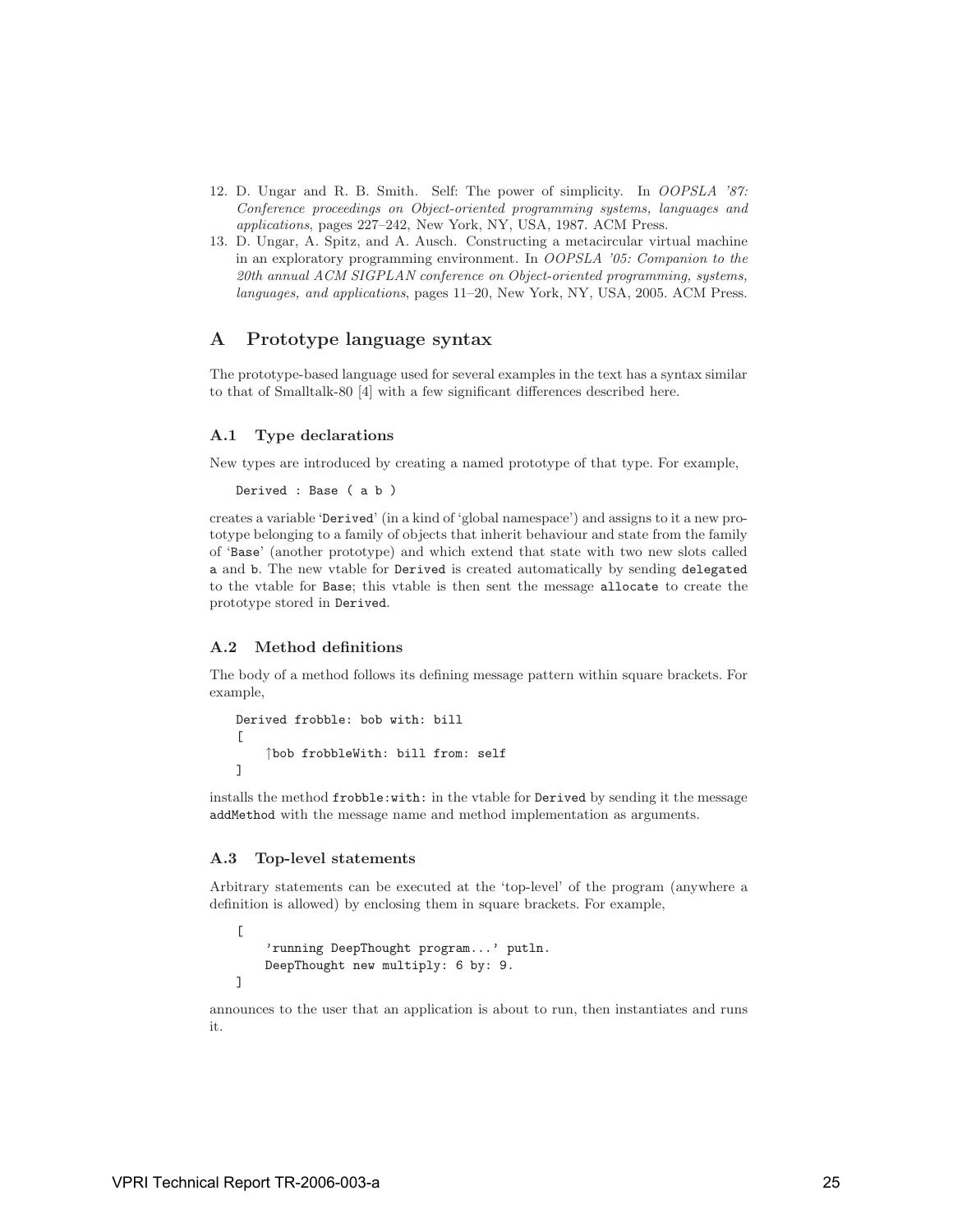12. D. Ungar and R. B. Smith. Self: The power of simplicity. In *OOPSLA '87: Conference proceedings on Object-oriented programming systems, languages and applications*, pages 227–242, New York, NY, USA, 1987. ACM Press.
13. D. Ungar, A. Spitz, and A. Ausch. Constructing a metacircular virtual machine in an exploratory programming environment. In *OOPSLA '05: Companion to the 20th annual ACM SIGPLAN conference on Object-oriented programming, systems, languages, and applications*, pages 11–20, New York, NY, USA, 2005. ACM Press.

## A Prototype language syntax

The prototype-based language used for several examples in the text has a syntax similar to that of Smalltalk-80 [4] with a few significant differences described here.

### A.1 Type declarations

New types are introduced by creating a named prototype of that type. For example,

```
Derived : Base ( a b )
```

creates a variable '`Derived`' (in a kind of 'global namespace') and assigns to it a new prototype belonging to a family of objects that inherit behaviour and state from the family of '`Base`' (another prototype) and which extend that state with two new slots called `a` and `b`. The new vtable for `Derived` is created automatically by sending `delegated` to the vtable for `Base`; this vtable is then sent the message `allocate` to create the prototype stored in `Derived`.

### A.2 Method definitions

The body of a method follows its defining message pattern within square brackets. For example,

```
Derived frobble: bob with: bill
[
    ↑bob frobbleWith: bill from: self
]
```

installs the method `frobble:with:` in the vtable for `Derived` by sending it the message `addMethod` with the message name and method implementation as arguments.

### A.3 Top-level statements

Arbitrary statements can be executed at the 'top-level' of the program (anywhere a definition is allowed) by enclosing them in square brackets. For example,

```
[
    'running DeepThought program...' putln.
    DeepThought new multiply: 6 by: 9.
]
```

announces to the user that an application is about to run, then instantiates and runs it.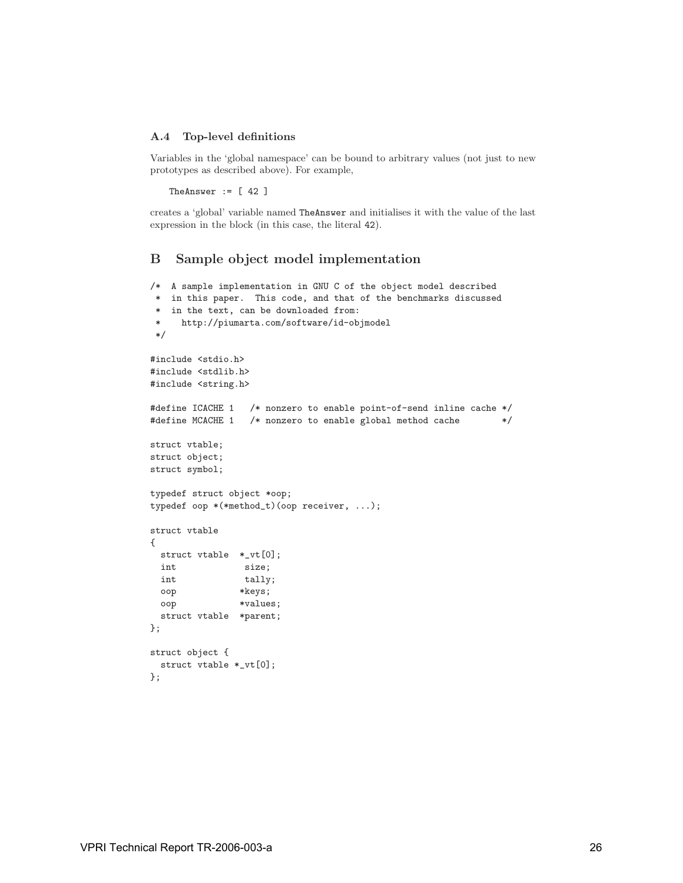### A.4 Top-level definitions

Variables in the 'global namespace' can be bound to arbitrary values (not just to new prototypes as described above). For example,

```
TheAnswer := [ 42 ]
```

creates a 'global' variable named `TheAnswer` and initialises it with the value of the last expression in the block (in this case, the literal `42`).

## B Sample object model implementation

```
/*  A sample implementation in GNU C of the object model described
 *  in this paper.  This code, and that of the benchmarks discussed
 *  in the text, can be downloaded from:
 *     http://piumarta.com/software/id-objmodel
 */

#include <stdio.h>
#include <stdlib.h>
#include <string.h>

#define ICACHE 1   /* nonzero to enable point-of-send inline cache */
#define MCACHE 1   /* nonzero to enable global method cache        */

struct vtable;
struct object;
struct symbol;

typedef struct object *oop;
typedef oop *(*method_t)(oop receiver, ...);

struct vtable
{
  struct vtable  *_vt[0];
  int             size;
  int             tally;
  oop            *keys;
  oop            *values;
  struct vtable  *parent;
};

struct object {
  struct vtable *_vt[0];
};
```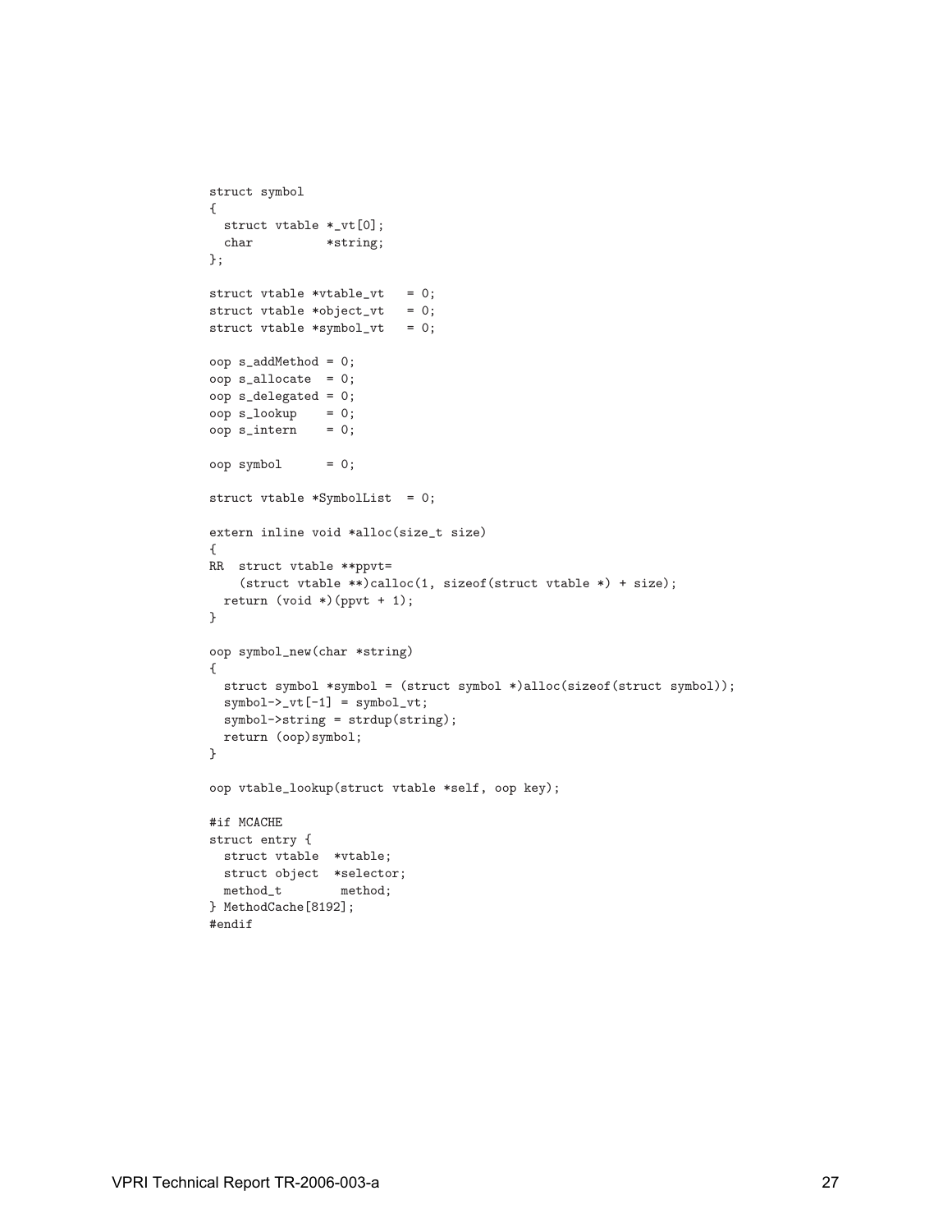```
struct symbol
{
  struct vtable *_vt[0];
  char          *string;
};

struct vtable *vtable_vt   = 0;
struct vtable *object_vt   = 0;
struct vtable *symbol_vt   = 0;

oop s_addMethod = 0;
oop s_allocate  = 0;
oop s_delegated = 0;
oop s_lookup    = 0;
oop s_intern    = 0;

oop symbol      = 0;

struct vtable *SymbolList  = 0;

extern inline void *alloc(size_t size)
{
RR  struct vtable **ppvt=
    (struct vtable **)calloc(1, sizeof(struct vtable *) + size);
  return (void *)(ppvt + 1);
}

oop symbol_new(char *string)
{
  struct symbol *symbol = (struct symbol *)alloc(sizeof(struct symbol));
  symbol->_vt[-1] = symbol_vt;
  symbol->string = strdup(string);
  return (oop)symbol;
}

oop vtable_lookup(struct vtable *self, oop key);

#if MCACHE
struct entry {
  struct vtable  *vtable;
  struct object  *selector;
  method_t        method;
} MethodCache[8192];
#endif
```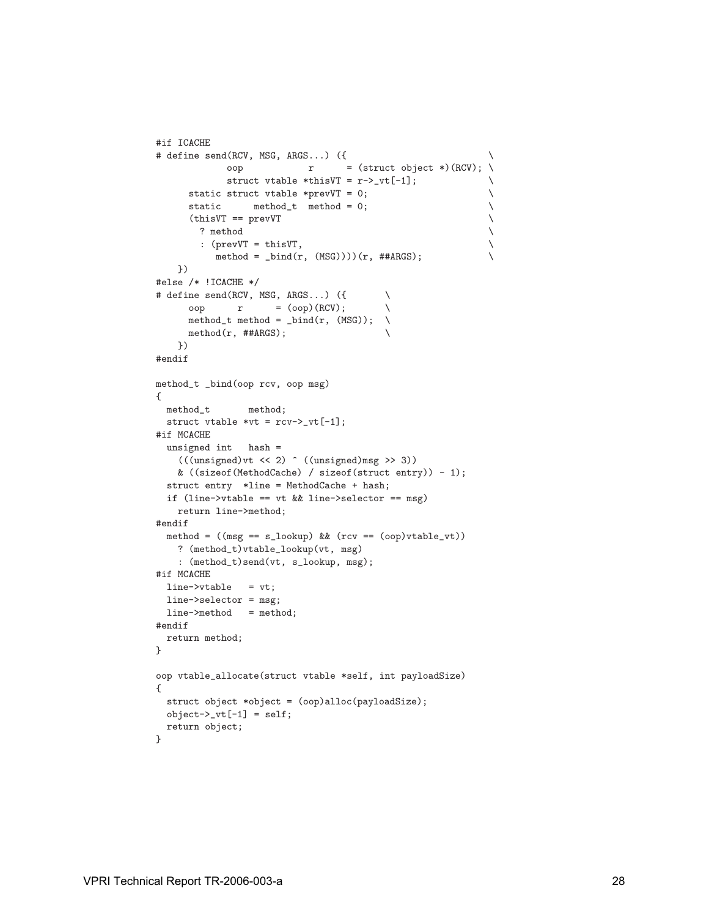```c
#if ICACHE
# define send(RCV, MSG, ARGS...) ({                          \
            oop           r      = (struct object *)(RCV); \
            struct vtable *thisVT = r->_vt[-1];            \
      static struct vtable *prevVT = 0;                    \
      static      method_t  method = 0;                    \
      (thisVT == prevVT                                    \
        ? method                                           \
        : (prevVT = thisVT,                                \
           method = _bind(r, (MSG))))(r, ##ARGS);          \
    })
#else /* !ICACHE */
# define send(RCV, MSG, ARGS...) ({       \
      oop      r      = (oop)(RCV);       \
      method_t method = _bind(r, (MSG));  \
      method(r, ##ARGS);                  \
    })
#endif

method_t _bind(oop rcv, oop msg)
{
  method_t       method;
  struct vtable *vt = rcv->_vt[-1];
#if MCACHE
  unsigned int   hash =
    (((unsigned)vt << 2) ^ ((unsigned)msg >> 3))
    & ((sizeof(MethodCache) / sizeof(struct entry)) - 1);
  struct entry  *line = MethodCache + hash;
  if (line->vtable == vt && line->selector == msg)
    return line->method;
#endif
  method = ((msg == s_lookup) && (rcv == (oop)vtable_vt))
    ? (method_t)vtable_lookup(vt, msg)
    : (method_t)send(vt, s_lookup, msg);
#if MCACHE
  line->vtable   = vt;
  line->selector = msg;
  line->method   = method;
#endif
  return method;
}

oop vtable_allocate(struct vtable *self, int payloadSize)
{
  struct object *object = (oop)alloc(payloadSize);
  object->_vt[-1] = self;
  return object;
}
```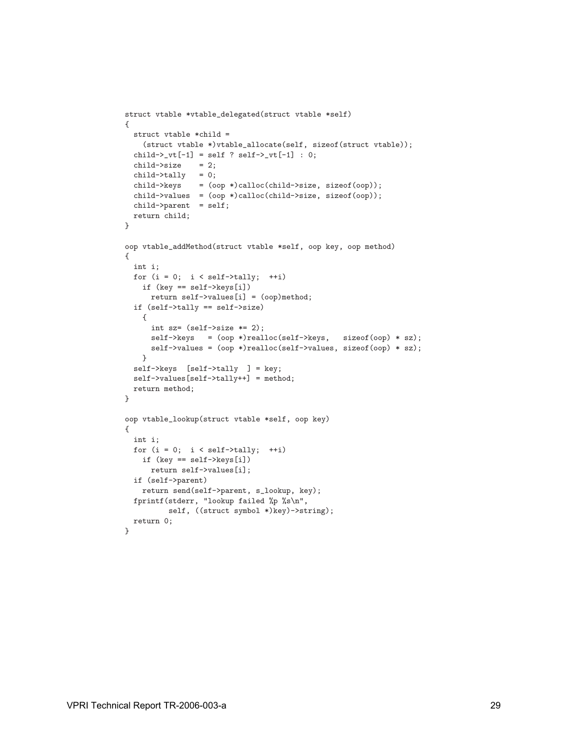```
struct vtable *vtable_delegated(struct vtable *self)
{
  struct vtable *child =
    (struct vtable *)vtable_allocate(self, sizeof(struct vtable));
  child->_vt[-1] = self ? self->_vt[-1] : 0;
  child->size    = 2;
  child->tally   = 0;
  child->keys    = (oop *)calloc(child->size, sizeof(oop));
  child->values  = (oop *)calloc(child->size, sizeof(oop));
  child->parent  = self;
  return child;
}

oop vtable_addMethod(struct vtable *self, oop key, oop method)
{
  int i;
  for (i = 0;  i < self->tally;  ++i)
    if (key == self->keys[i])
      return self->values[i] = (oop)method;
  if (self->tally == self->size)
    {
      int sz= (self->size *= 2);
      self->keys   = (oop *)realloc(self->keys,   sizeof(oop) * sz);
      self->values = (oop *)realloc(self->values, sizeof(oop) * sz);
    }
  self->keys  [self->tally  ] = key;
  self->values[self->tally++] = method;
  return method;
}

oop vtable_lookup(struct vtable *self, oop key)
{
  int i;
  for (i = 0;  i < self->tally;  ++i)
    if (key == self->keys[i])
      return self->values[i];
  if (self->parent)
    return send(self->parent, s_lookup, key);
  fprintf(stderr, "lookup failed %p %s\n",
          self, ((struct symbol *)key)->string);
  return 0;
}
```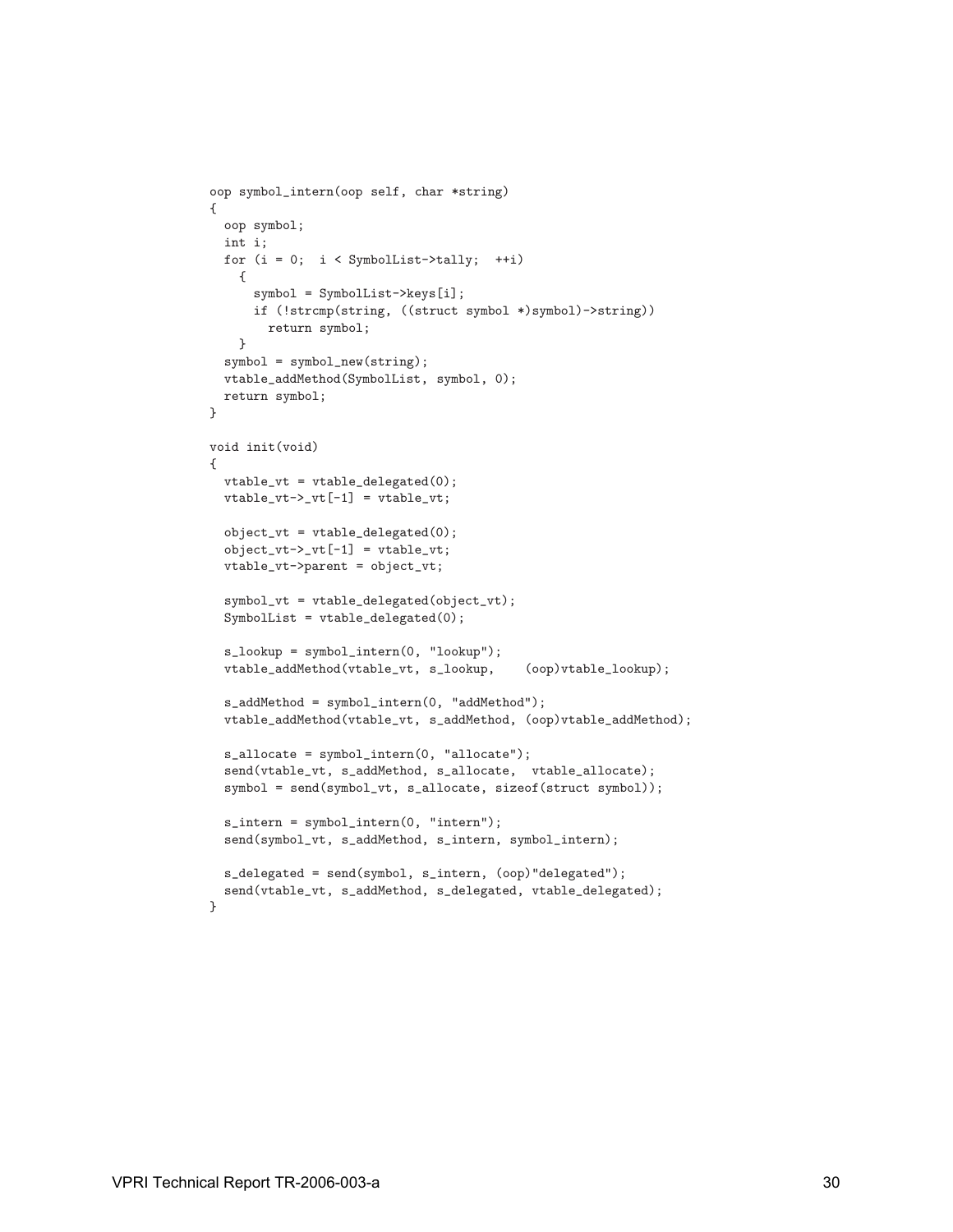```
oop symbol_intern(oop self, char *string)
{
  oop symbol;
  int i;
  for (i = 0;  i < SymbolList->tally;  ++i)
    {
      symbol = SymbolList->keys[i];
      if (!strcmp(string, ((struct symbol *)symbol)->string))
        return symbol;
    }
  symbol = symbol_new(string);
  vtable_addMethod(SymbolList, symbol, 0);
  return symbol;
}

void init(void)
{
  vtable_vt = vtable_delegated(0);
  vtable_vt->_vt[-1] = vtable_vt;

  object_vt = vtable_delegated(0);
  object_vt->_vt[-1] = vtable_vt;
  vtable_vt->parent = object_vt;

  symbol_vt = vtable_delegated(object_vt);
  SymbolList = vtable_delegated(0);

  s_lookup = symbol_intern(0, "lookup");
  vtable_addMethod(vtable_vt, s_lookup,    (oop)vtable_lookup);

  s_addMethod = symbol_intern(0, "addMethod");
  vtable_addMethod(vtable_vt, s_addMethod, (oop)vtable_addMethod);

  s_allocate = symbol_intern(0, "allocate");
  send(vtable_vt, s_addMethod, s_allocate,  vtable_allocate);
  symbol = send(symbol_vt, s_allocate, sizeof(struct symbol));

  s_intern = symbol_intern(0, "intern");
  send(symbol_vt, s_addMethod, s_intern, symbol_intern);

  s_delegated = send(symbol, s_intern, (oop)"delegated");
  send(vtable_vt, s_addMethod, s_delegated, vtable_delegated);
}
```